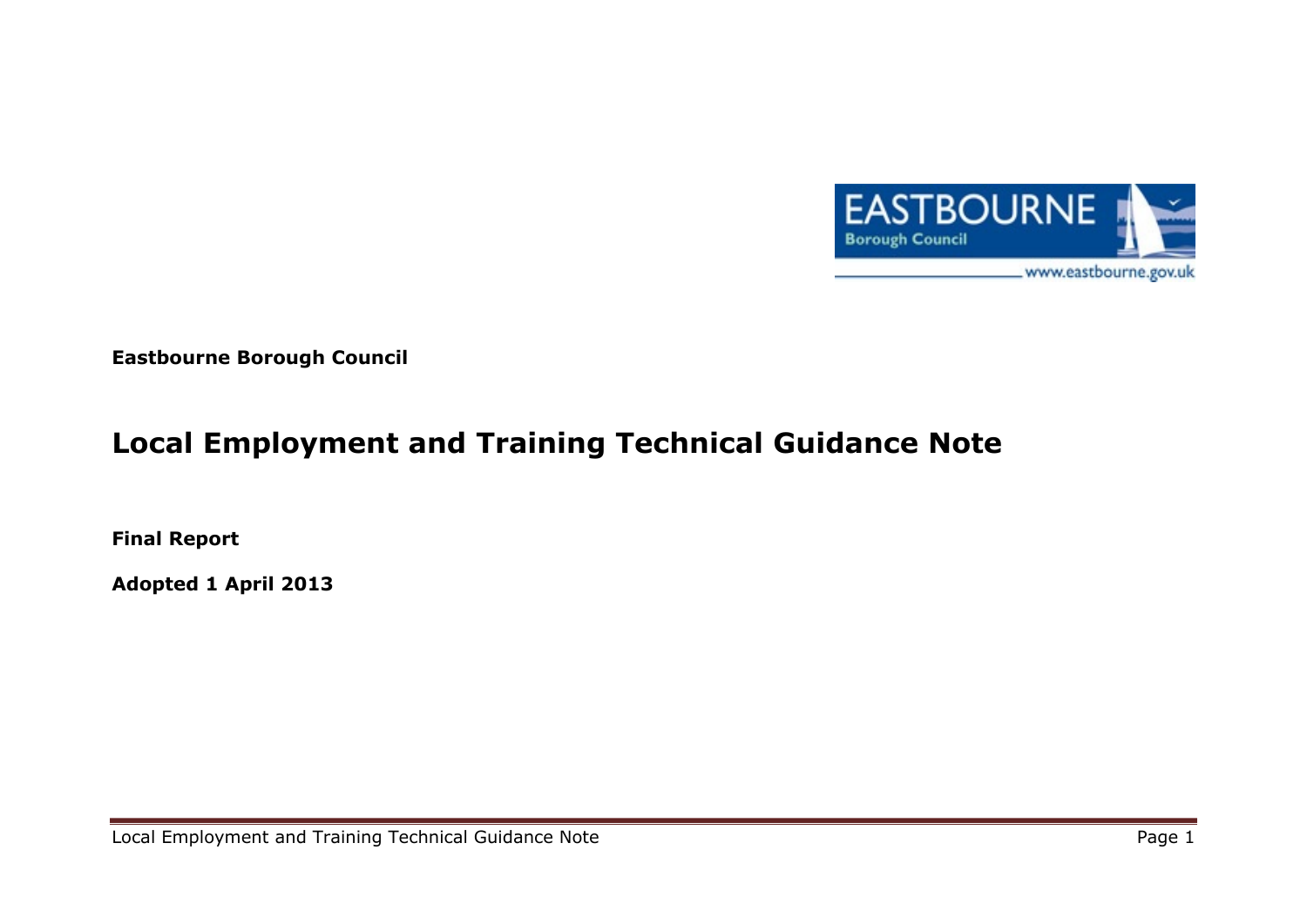**Eastbourne Borough Council**

# Local Employment and Training Technical Guidance Note

**Final Report**

**Adopted 1 April 2013**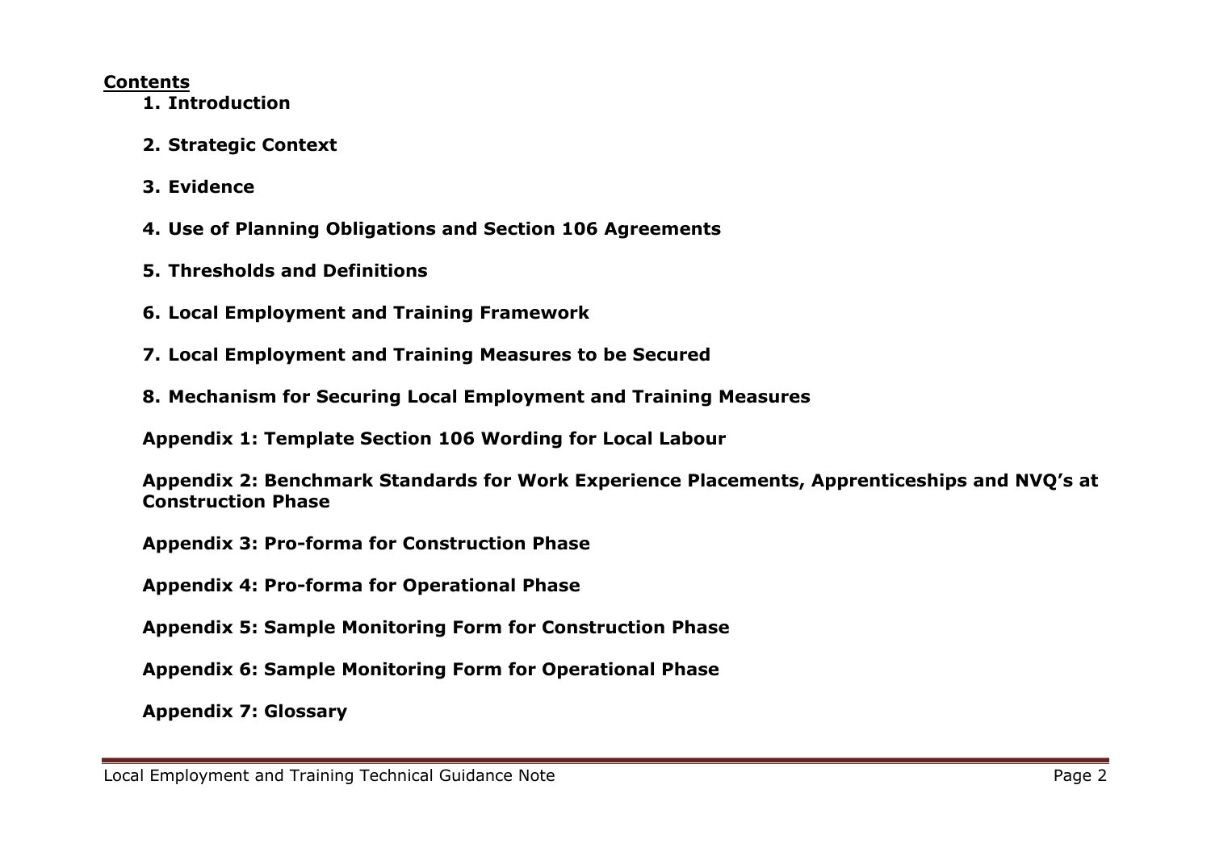## Contents

1. **Introduction**
2. **Strategic Context**
3. **Evidence**
4. **Use of Planning Obligations and Section 106 Agreements**
5. **Thresholds and Definitions**
6. **Local Employment and Training Framework**
7. **Local Employment and Training Measures to be Secured**
8. **Mechanism for Securing Local Employment and Training Measures**

**Appendix 1: Template Section 106 Wording for Local Labour**

**Appendix 2: Benchmark Standards for Work Experience Placements, Apprenticeships and NVQ's at Construction Phase**

**Appendix 3: Pro-forma for Construction Phase**

**Appendix 4: Pro-forma for Operational Phase**

**Appendix 5: Sample Monitoring Form for Construction Phase**

**Appendix 6: Sample Monitoring Form for Operational Phase**

**Appendix 7: Glossary**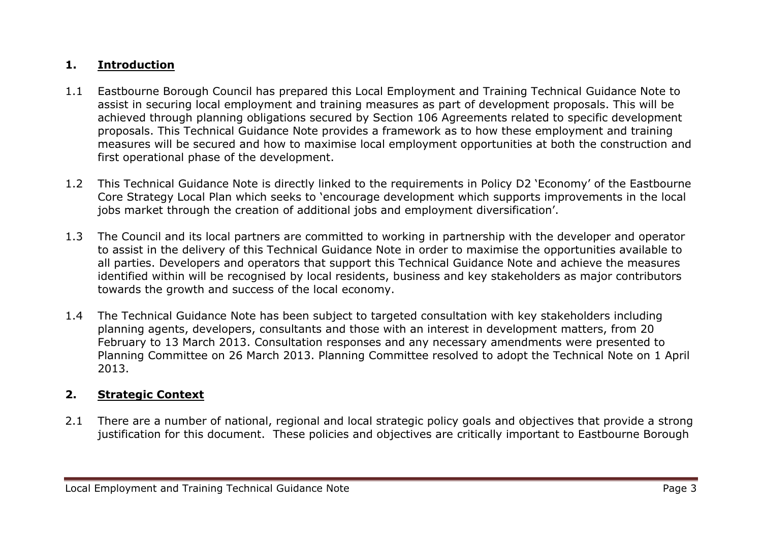## 1. Introduction

1.1 Eastbourne Borough Council has prepared this Local Employment and Training Technical Guidance Note to assist in securing local employment and training measures as part of development proposals. This will be achieved through planning obligations secured by Section 106 Agreements related to specific development proposals. This Technical Guidance Note provides a framework as to how these employment and training measures will be secured and how to maximise local employment opportunities at both the construction and first operational phase of the development.

1.2 This Technical Guidance Note is directly linked to the requirements in Policy D2 'Economy' of the Eastbourne Core Strategy Local Plan which seeks to 'encourage development which supports improvements in the local jobs market through the creation of additional jobs and employment diversification'.

1.3 The Council and its local partners are committed to working in partnership with the developer and operator to assist in the delivery of this Technical Guidance Note in order to maximise the opportunities available to all parties. Developers and operators that support this Technical Guidance Note and achieve the measures identified within will be recognised by local residents, business and key stakeholders as major contributors towards the growth and success of the local economy.

1.4 The Technical Guidance Note has been subject to targeted consultation with key stakeholders including planning agents, developers, consultants and those with an interest in development matters, from 20 February to 13 March 2013. Consultation responses and any necessary amendments were presented to Planning Committee on 26 March 2013. Planning Committee resolved to adopt the Technical Note on 1 April 2013.

## 2. Strategic Context

2.1 There are a number of national, regional and local strategic policy goals and objectives that provide a strong justification for this document. These policies and objectives are critically important to Eastbourne Borough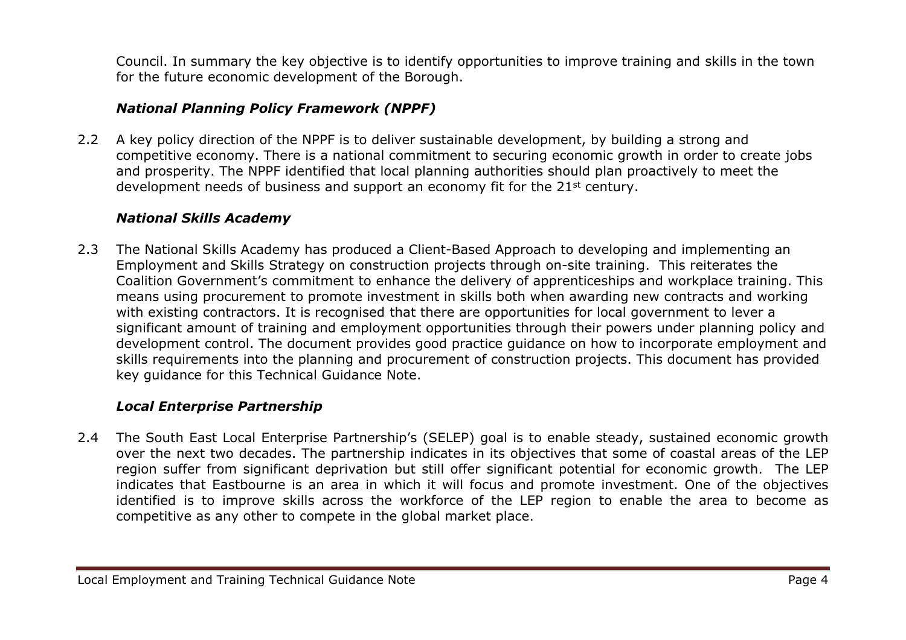Council. In summary the key objective is to identify opportunities to improve training and skills in the town for the future economic development of the Borough.

### *National Planning Policy Framework (NPPF)*

2.2 A key policy direction of the NPPF is to deliver sustainable development, by building a strong and competitive economy. There is a national commitment to securing economic growth in order to create jobs and prosperity. The NPPF identified that local planning authorities should plan proactively to meet the development needs of business and support an economy fit for the 21st century.

### *National Skills Academy*

2.3 The National Skills Academy has produced a Client-Based Approach to developing and implementing an Employment and Skills Strategy on construction projects through on-site training. This reiterates the Coalition Government's commitment to enhance the delivery of apprenticeships and workplace training. This means using procurement to promote investment in skills both when awarding new contracts and working with existing contractors. It is recognised that there are opportunities for local government to lever a significant amount of training and employment opportunities through their powers under planning policy and development control. The document provides good practice guidance on how to incorporate employment and skills requirements into the planning and procurement of construction projects. This document has provided key guidance for this Technical Guidance Note.

### *Local Enterprise Partnership*

2.4 The South East Local Enterprise Partnership's (SELEP) goal is to enable steady, sustained economic growth over the next two decades. The partnership indicates in its objectives that some of coastal areas of the LEP region suffer from significant deprivation but still offer significant potential for economic growth. The LEP indicates that Eastbourne is an area in which it will focus and promote investment. One of the objectives identified is to improve skills across the workforce of the LEP region to enable the area to become as competitive as any other to compete in the global market place.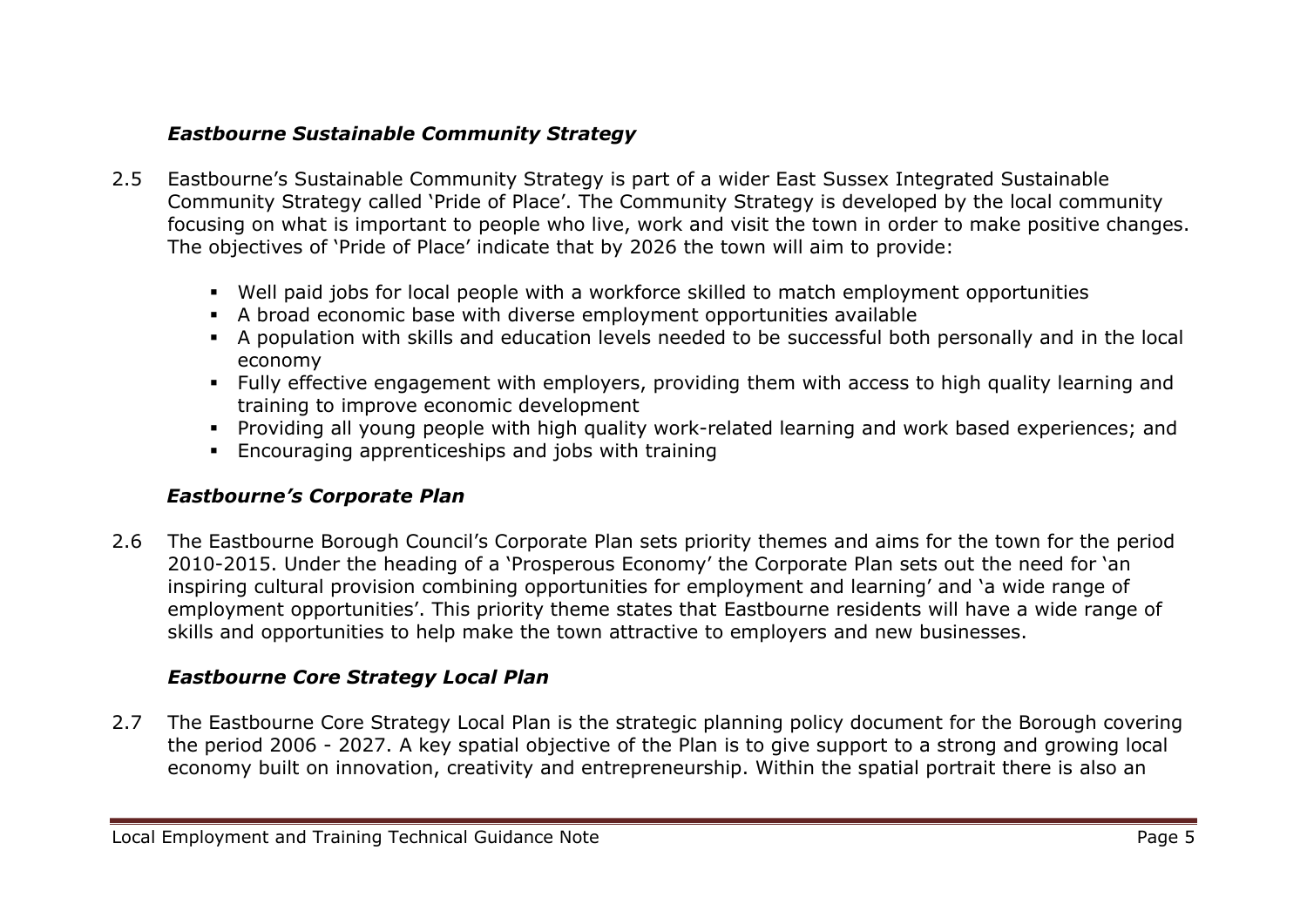### *Eastbourne Sustainable Community Strategy*

2.5 Eastbourne's Sustainable Community Strategy is part of a wider East Sussex Integrated Sustainable Community Strategy called 'Pride of Place'. The Community Strategy is developed by the local community focusing on what is important to people who live, work and visit the town in order to make positive changes. The objectives of 'Pride of Place' indicate that by 2026 the town will aim to provide:

- Well paid jobs for local people with a workforce skilled to match employment opportunities
- A broad economic base with diverse employment opportunities available
- A population with skills and education levels needed to be successful both personally and in the local economy
- Fully effective engagement with employers, providing them with access to high quality learning and training to improve economic development
- Providing all young people with high quality work-related learning and work based experiences; and
- Encouraging apprenticeships and jobs with training

### *Eastbourne's Corporate Plan*

2.6 The Eastbourne Borough Council's Corporate Plan sets priority themes and aims for the town for the period 2010-2015. Under the heading of a 'Prosperous Economy' the Corporate Plan sets out the need for 'an inspiring cultural provision combining opportunities for employment and learning' and 'a wide range of employment opportunities'. This priority theme states that Eastbourne residents will have a wide range of skills and opportunities to help make the town attractive to employers and new businesses.

### *Eastbourne Core Strategy Local Plan*

2.7 The Eastbourne Core Strategy Local Plan is the strategic planning policy document for the Borough covering the period 2006 - 2027. A key spatial objective of the Plan is to give support to a strong and growing local economy built on innovation, creativity and entrepreneurship. Within the spatial portrait there is also an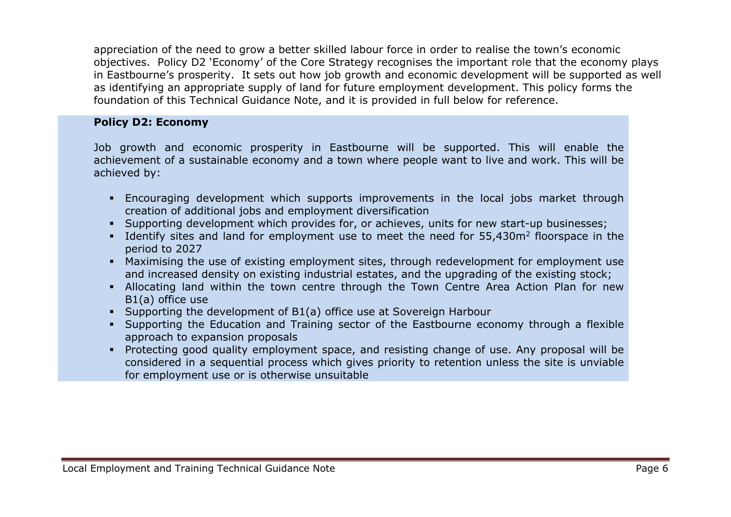appreciation of the need to grow a better skilled labour force in order to realise the town's economic objectives. Policy D2 'Economy' of the Core Strategy recognises the important role that the economy plays in Eastbourne's prosperity. It sets out how job growth and economic development will be supported as well as identifying an appropriate supply of land for future employment development. This policy forms the foundation of this Technical Guidance Note, and it is provided in full below for reference.

**Policy D2: Economy**

Job growth and economic prosperity in Eastbourne will be supported. This will enable the achievement of a sustainable economy and a town where people want to live and work. This will be achieved by:

- Encouraging development which supports improvements in the local jobs market through creation of additional jobs and employment diversification
- Supporting development which provides for, or achieves, units for new start-up businesses;
- Identify sites and land for employment use to meet the need for 55,430m$^2$ floorspace in the period to 2027
- Maximising the use of existing employment sites, through redevelopment for employment use and increased density on existing industrial estates, and the upgrading of the existing stock;
- Allocating land within the town centre through the Town Centre Area Action Plan for new B1(a) office use
- Supporting the development of B1(a) office use at Sovereign Harbour
- Supporting the Education and Training sector of the Eastbourne economy through a flexible approach to expansion proposals
- Protecting good quality employment space, and resisting change of use. Any proposal will be considered in a sequential process which gives priority to retention unless the site is unviable for employment use or is otherwise unsuitable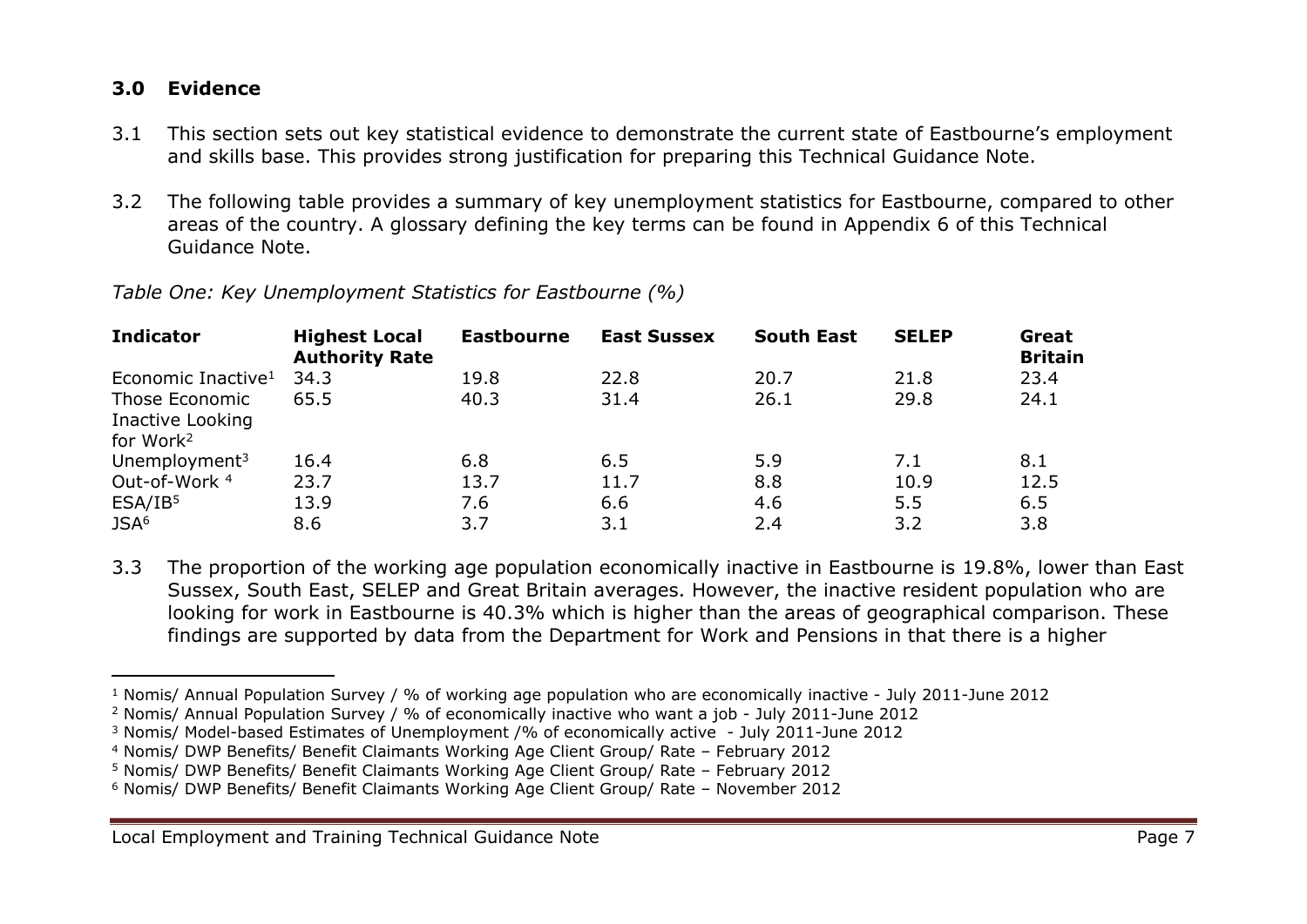## 3.0 Evidence

3.1 This section sets out key statistical evidence to demonstrate the current state of Eastbourne's employment and skills base. This provides strong justification for preparing this Technical Guidance Note.

3.2 The following table provides a summary of key unemployment statistics for Eastbourne, compared to other areas of the country. A glossary defining the key terms can be found in Appendix 6 of this Technical Guidance Note.

*Table One: Key Unemployment Statistics for Eastbourne (%)*

| Indicator | Highest Local Authority Rate | Eastbourne | East Sussex | South East | SELEP | Great Britain |
|---|---|---|---|---|---|---|
| Economic Inactive[1] | 34.3 | 19.8 | 22.8 | 20.7 | 21.8 | 23.4 |
| Those Economic Inactive Looking for Work[2] | 65.5 | 40.3 | 31.4 | 26.1 | 29.8 | 24.1 |
| Unemployment[3] | 16.4 | 6.8 | 6.5 | 5.9 | 7.1 | 8.1 |
| Out-of-Work [4] | 23.7 | 13.7 | 11.7 | 8.8 | 10.9 | 12.5 |
| ESA/IB[5] | 13.9 | 7.6 | 6.6 | 4.6 | 5.5 | 6.5 |
| JSA[6] | 8.6 | 3.7 | 3.1 | 2.4 | 3.2 | 3.8 |

3.3 The proportion of the working age population economically inactive in Eastbourne is 19.8%, lower than East Sussex, South East, SELEP and Great Britain averages. However, the inactive resident population who are looking for work in Eastbourne is 40.3% which is higher than the areas of geographical comparison. These findings are supported by data from the Department for Work and Pensions in that there is a higher

---

[1] Nomis/ Annual Population Survey / % of working age population who are economically inactive - July 2011-June 2012

[2] Nomis/ Annual Population Survey / % of economically inactive who want a job - July 2011-June 2012

[3] Nomis/ Model-based Estimates of Unemployment /% of economically active - July 2011-June 2012

[4] Nomis/ DWP Benefits/ Benefit Claimants Working Age Client Group/ Rate – February 2012

[5] Nomis/ DWP Benefits/ Benefit Claimants Working Age Client Group/ Rate – February 2012

[6] Nomis/ DWP Benefits/ Benefit Claimants Working Age Client Group/ Rate – November 2012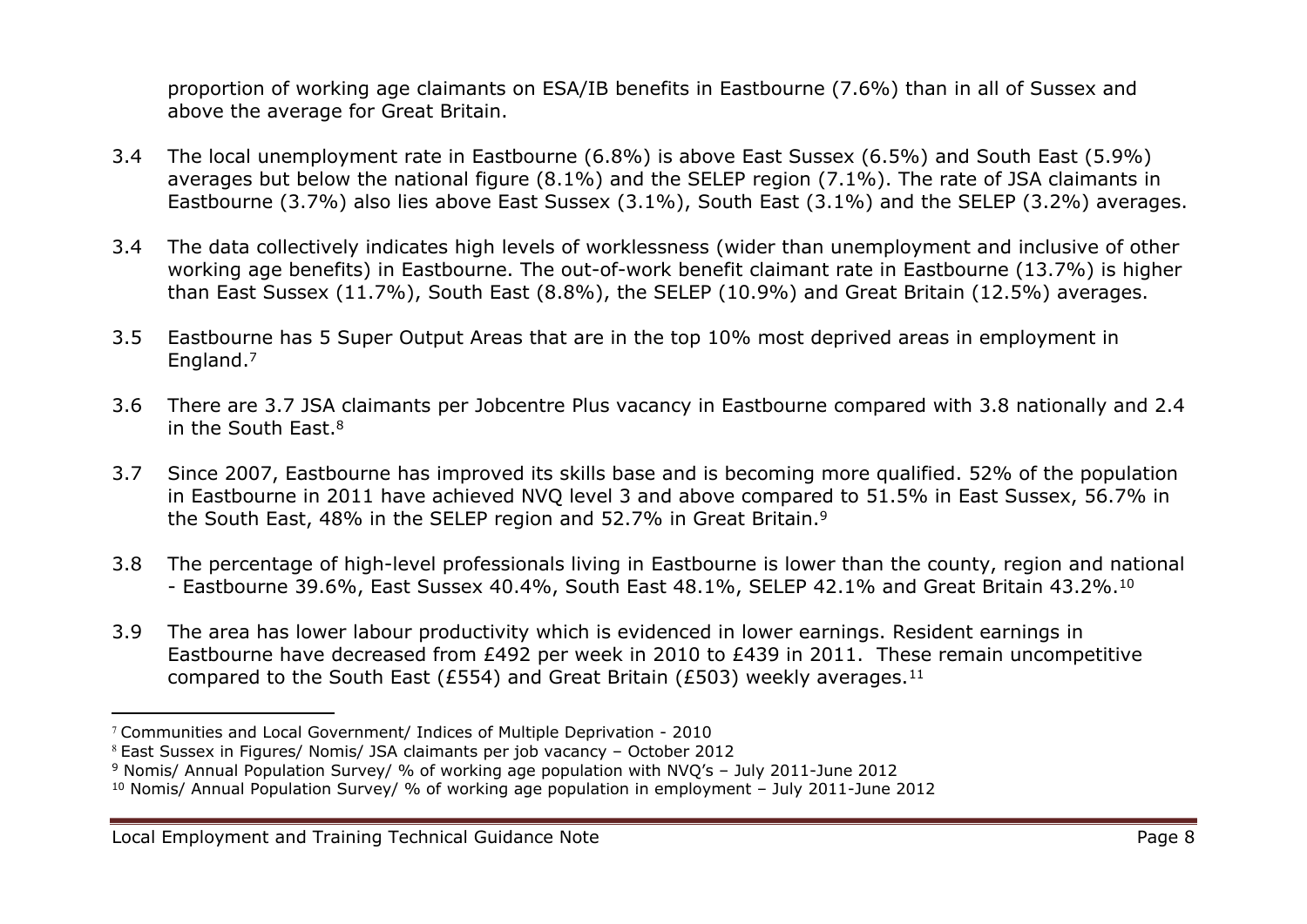proportion of working age claimants on ESA/IB benefits in Eastbourne (7.6%) than in all of Sussex and above the average for Great Britain.

3.4 The local unemployment rate in Eastbourne (6.8%) is above East Sussex (6.5%) and South East (5.9%) averages but below the national figure (8.1%) and the SELEP region (7.1%). The rate of JSA claimants in Eastbourne (3.7%) also lies above East Sussex (3.1%), South East (3.1%) and the SELEP (3.2%) averages.

3.4 The data collectively indicates high levels of worklessness (wider than unemployment and inclusive of other working age benefits) in Eastbourne. The out-of-work benefit claimant rate in Eastbourne (13.7%) is higher than East Sussex (11.7%), South East (8.8%), the SELEP (10.9%) and Great Britain (12.5%) averages.

3.5 Eastbourne has 5 Super Output Areas that are in the top 10% most deprived areas in employment in England.[7]

3.6 There are 3.7 JSA claimants per Jobcentre Plus vacancy in Eastbourne compared with 3.8 nationally and 2.4 in the South East.[8]

3.7 Since 2007, Eastbourne has improved its skills base and is becoming more qualified. 52% of the population in Eastbourne in 2011 have achieved NVQ level 3 and above compared to 51.5% in East Sussex, 56.7% in the South East, 48% in the SELEP region and 52.7% in Great Britain.[9]

3.8 The percentage of high-level professionals living in Eastbourne is lower than the county, region and national - Eastbourne 39.6%, East Sussex 40.4%, South East 48.1%, SELEP 42.1% and Great Britain 43.2%.[10]

3.9 The area has lower labour productivity which is evidenced in lower earnings. Resident earnings in Eastbourne have decreased from £492 per week in 2010 to £439 in 2011. These remain uncompetitive compared to the South East (£554) and Great Britain (£503) weekly averages.[11]

---

[7] Communities and Local Government/ Indices of Multiple Deprivation - 2010

[8] East Sussex in Figures/ Nomis/ JSA claimants per job vacancy – October 2012

[9] Nomis/ Annual Population Survey/ % of working age population with NVQ's – July 2011-June 2012

[10] Nomis/ Annual Population Survey/ % of working age population in employment – July 2011-June 2012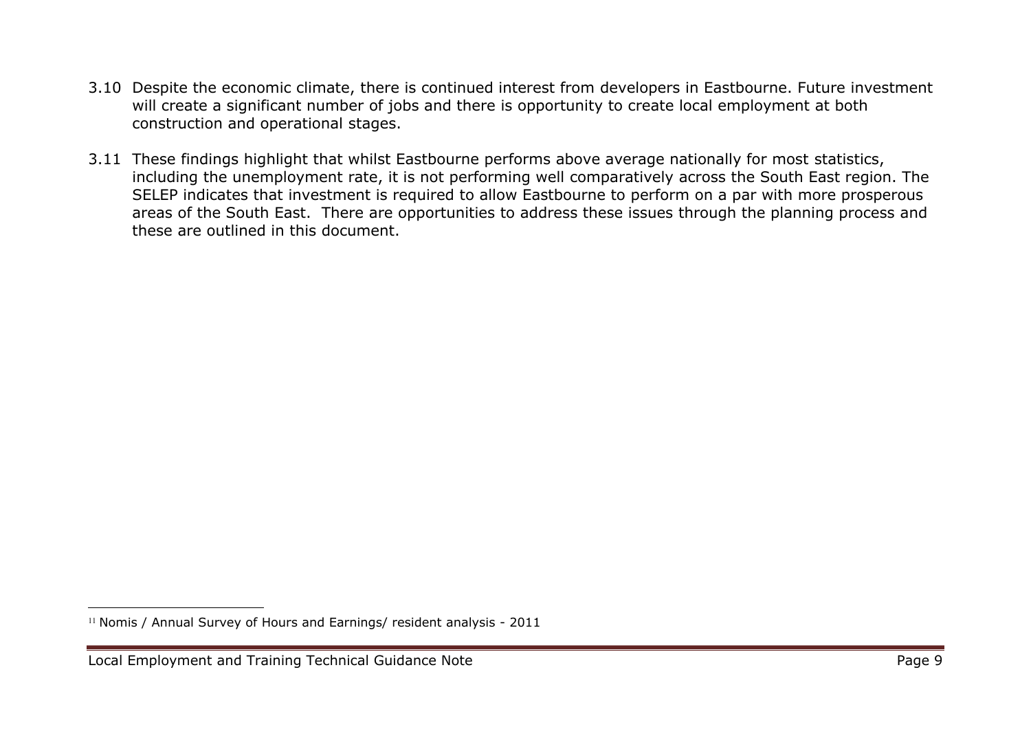3.10 Despite the economic climate, there is continued interest from developers in Eastbourne. Future investment will create a significant number of jobs and there is opportunity to create local employment at both construction and operational stages.

3.11 These findings highlight that whilst Eastbourne performs above average nationally for most statistics, including the unemployment rate, it is not performing well comparatively across the South East region. The SELEP indicates that investment is required to allow Eastbourne to perform on a par with more prosperous areas of the South East. There are opportunities to address these issues through the planning process and these are outlined in this document.

---

[11] Nomis / Annual Survey of Hours and Earnings/ resident analysis - 2011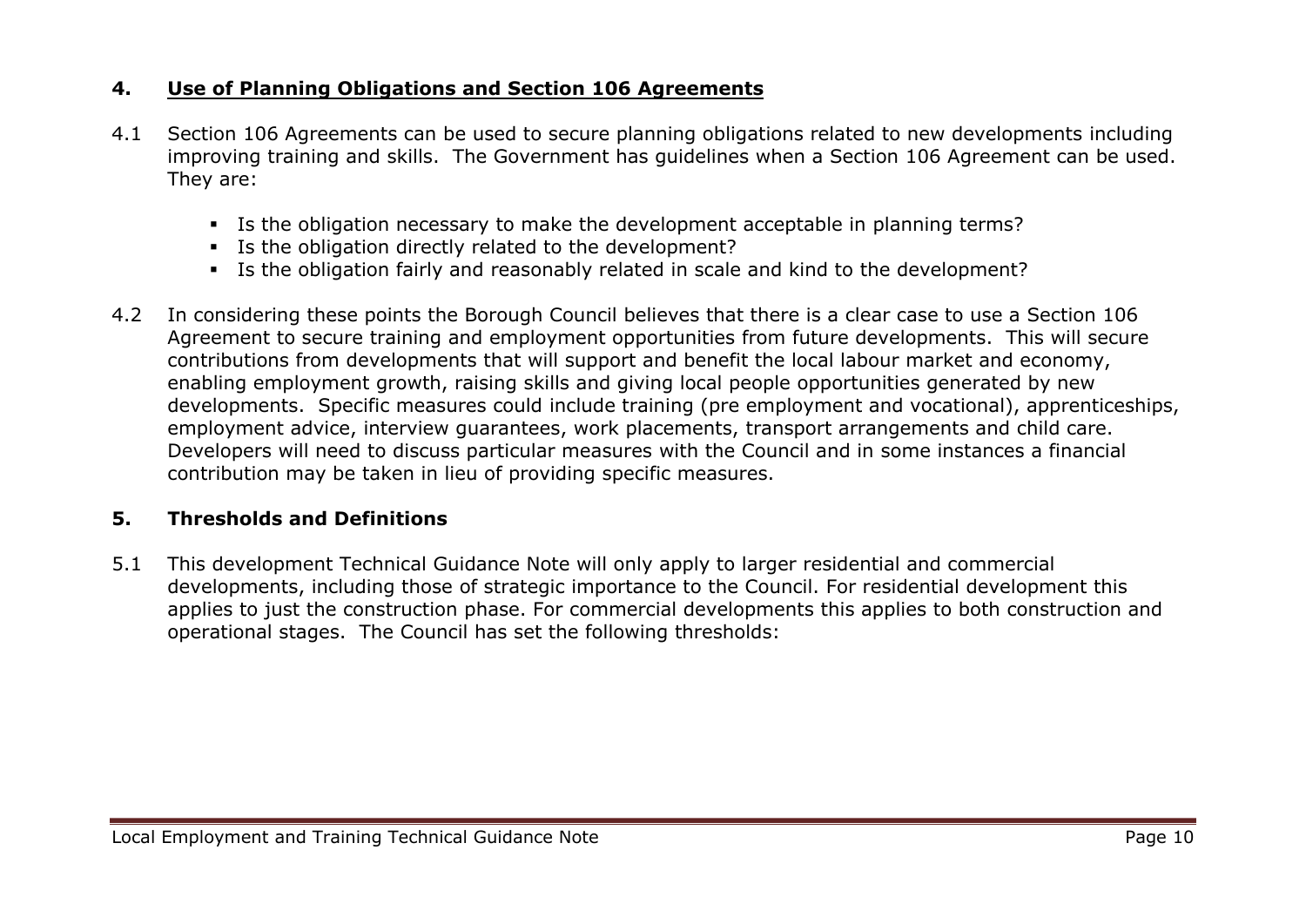## 4. Use of Planning Obligations and Section 106 Agreements

4.1 Section 106 Agreements can be used to secure planning obligations related to new developments including improving training and skills. The Government has guidelines when a Section 106 Agreement can be used. They are:

- Is the obligation necessary to make the development acceptable in planning terms?
- Is the obligation directly related to the development?
- Is the obligation fairly and reasonably related in scale and kind to the development?

4.2 In considering these points the Borough Council believes that there is a clear case to use a Section 106 Agreement to secure training and employment opportunities from future developments. This will secure contributions from developments that will support and benefit the local labour market and economy, enabling employment growth, raising skills and giving local people opportunities generated by new developments. Specific measures could include training (pre employment and vocational), apprenticeships, employment advice, interview guarantees, work placements, transport arrangements and child care. Developers will need to discuss particular measures with the Council and in some instances a financial contribution may be taken in lieu of providing specific measures.

## 5. Thresholds and Definitions

5.1 This development Technical Guidance Note will only apply to larger residential and commercial developments, including those of strategic importance to the Council. For residential development this applies to just the construction phase. For commercial developments this applies to both construction and operational stages. The Council has set the following thresholds: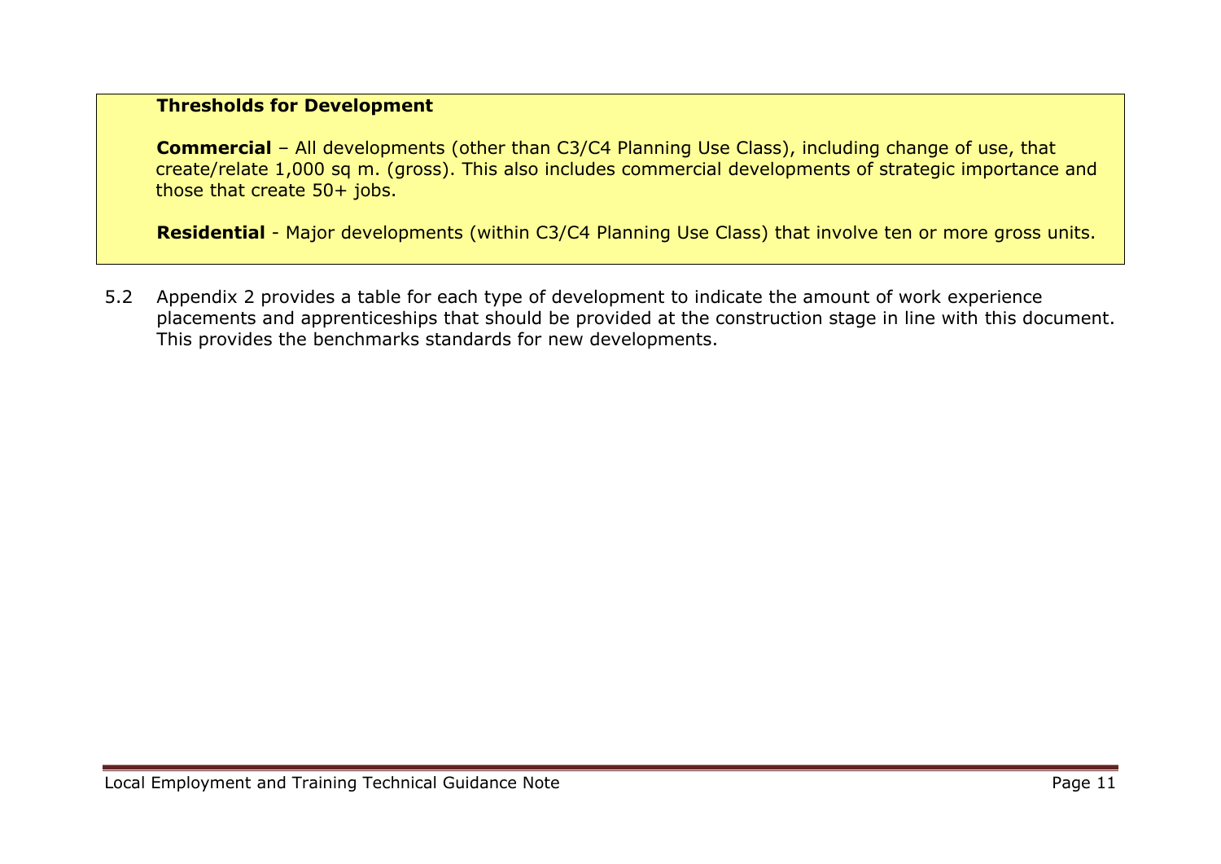**Thresholds for Development**

**Commercial** – All developments (other than C3/C4 Planning Use Class), including change of use, that create/relate 1,000 sq m. (gross). This also includes commercial developments of strategic importance and those that create 50+ jobs.

**Residential** - Major developments (within C3/C4 Planning Use Class) that involve ten or more gross units.

5.2 Appendix 2 provides a table for each type of development to indicate the amount of work experience placements and apprenticeships that should be provided at the construction stage in line with this document. This provides the benchmarks standards for new developments.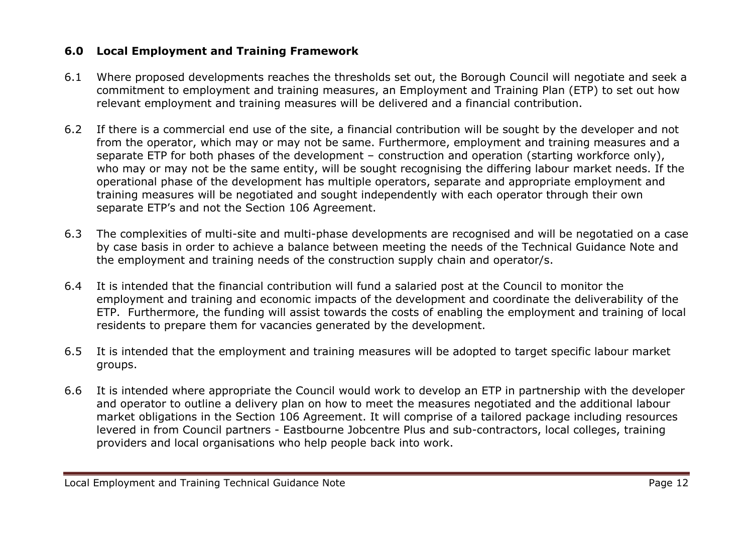## 6.0 Local Employment and Training Framework

6.1 Where proposed developments reaches the thresholds set out, the Borough Council will negotiate and seek a commitment to employment and training measures, an Employment and Training Plan (ETP) to set out how relevant employment and training measures will be delivered and a financial contribution.

6.2 If there is a commercial end use of the site, a financial contribution will be sought by the developer and not from the operator, which may or may not be same. Furthermore, employment and training measures and a separate ETP for both phases of the development – construction and operation (starting workforce only), who may or may not be the same entity, will be sought recognising the differing labour market needs. If the operational phase of the development has multiple operators, separate and appropriate employment and training measures will be negotiated and sought independently with each operator through their own separate ETP's and not the Section 106 Agreement.

6.3 The complexities of multi-site and multi-phase developments are recognised and will be negotatied on a case by case basis in order to achieve a balance between meeting the needs of the Technical Guidance Note and the employment and training needs of the construction supply chain and operator/s.

6.4 It is intended that the financial contribution will fund a salaried post at the Council to monitor the employment and training and economic impacts of the development and coordinate the deliverability of the ETP. Furthermore, the funding will assist towards the costs of enabling the employment and training of local residents to prepare them for vacancies generated by the development.

6.5 It is intended that the employment and training measures will be adopted to target specific labour market groups.

6.6 It is intended where appropriate the Council would work to develop an ETP in partnership with the developer and operator to outline a delivery plan on how to meet the measures negotiated and the additional labour market obligations in the Section 106 Agreement. It will comprise of a tailored package including resources levered in from Council partners - Eastbourne Jobcentre Plus and sub-contractors, local colleges, training providers and local organisations who help people back into work.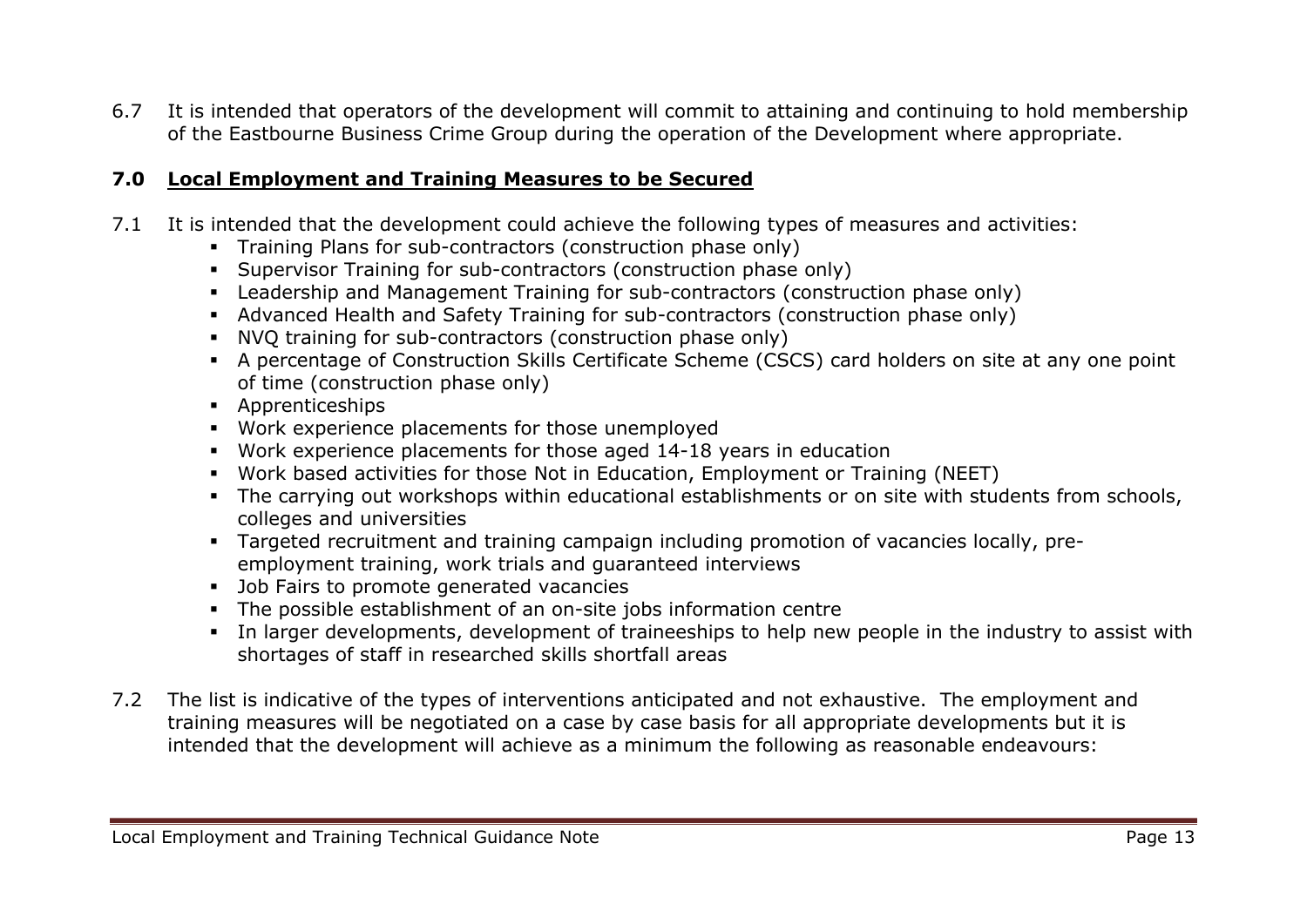6.7 It is intended that operators of the development will commit to attaining and continuing to hold membership of the Eastbourne Business Crime Group during the operation of the Development where appropriate.

## 7.0 Local Employment and Training Measures to be Secured

7.1 It is intended that the development could achieve the following types of measures and activities:

- Training Plans for sub-contractors (construction phase only)
- Supervisor Training for sub-contractors (construction phase only)
- Leadership and Management Training for sub-contractors (construction phase only)
- Advanced Health and Safety Training for sub-contractors (construction phase only)
- NVQ training for sub-contractors (construction phase only)
- A percentage of Construction Skills Certificate Scheme (CSCS) card holders on site at any one point of time (construction phase only)
- Apprenticeships
- Work experience placements for those unemployed
- Work experience placements for those aged 14-18 years in education
- Work based activities for those Not in Education, Employment or Training (NEET)
- The carrying out workshops within educational establishments or on site with students from schools, colleges and universities
- Targeted recruitment and training campaign including promotion of vacancies locally, pre-employment training, work trials and guaranteed interviews
- Job Fairs to promote generated vacancies
- The possible establishment of an on-site jobs information centre
- In larger developments, development of traineeships to help new people in the industry to assist with shortages of staff in researched skills shortfall areas

7.2 The list is indicative of the types of interventions anticipated and not exhaustive. The employment and training measures will be negotiated on a case by case basis for all appropriate developments but it is intended that the development will achieve as a minimum the following as reasonable endeavours: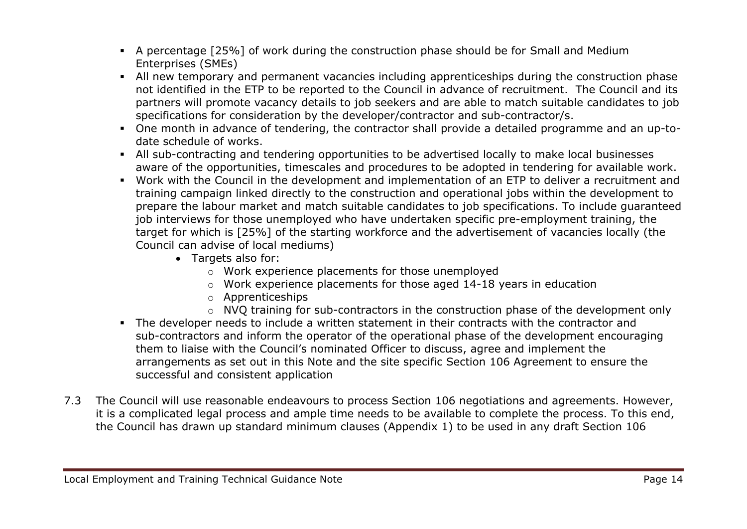- A percentage [25%] of work during the construction phase should be for Small and Medium Enterprises (SMEs)
- All new temporary and permanent vacancies including apprenticeships during the construction phase not identified in the ETP to be reported to the Council in advance of recruitment. The Council and its partners will promote vacancy details to job seekers and are able to match suitable candidates to job specifications for consideration by the developer/contractor and sub-contractor/s.
- One month in advance of tendering, the contractor shall provide a detailed programme and an up-to-date schedule of works.
- All sub-contracting and tendering opportunities to be advertised locally to make local businesses aware of the opportunities, timescales and procedures to be adopted in tendering for available work.
- Work with the Council in the development and implementation of an ETP to deliver a recruitment and training campaign linked directly to the construction and operational jobs within the development to prepare the labour market and match suitable candidates to job specifications. To include guaranteed job interviews for those unemployed who have undertaken specific pre-employment training, the target for which is [25%] of the starting workforce and the advertisement of vacancies locally (the Council can advise of local mediums)
  - Targets also for:
    - Work experience placements for those unemployed
    - Work experience placements for those aged 14-18 years in education
    - Apprenticeships
    - NVQ training for sub-contractors in the construction phase of the development only
- The developer needs to include a written statement in their contracts with the contractor and sub-contractors and inform the operator of the operational phase of the development encouraging them to liaise with the Council's nominated Officer to discuss, agree and implement the arrangements as set out in this Note and the site specific Section 106 Agreement to ensure the successful and consistent application

7.3 The Council will use reasonable endeavours to process Section 106 negotiations and agreements. However, it is a complicated legal process and ample time needs to be available to complete the process. To this end, the Council has drawn up standard minimum clauses (Appendix 1) to be used in any draft Section 106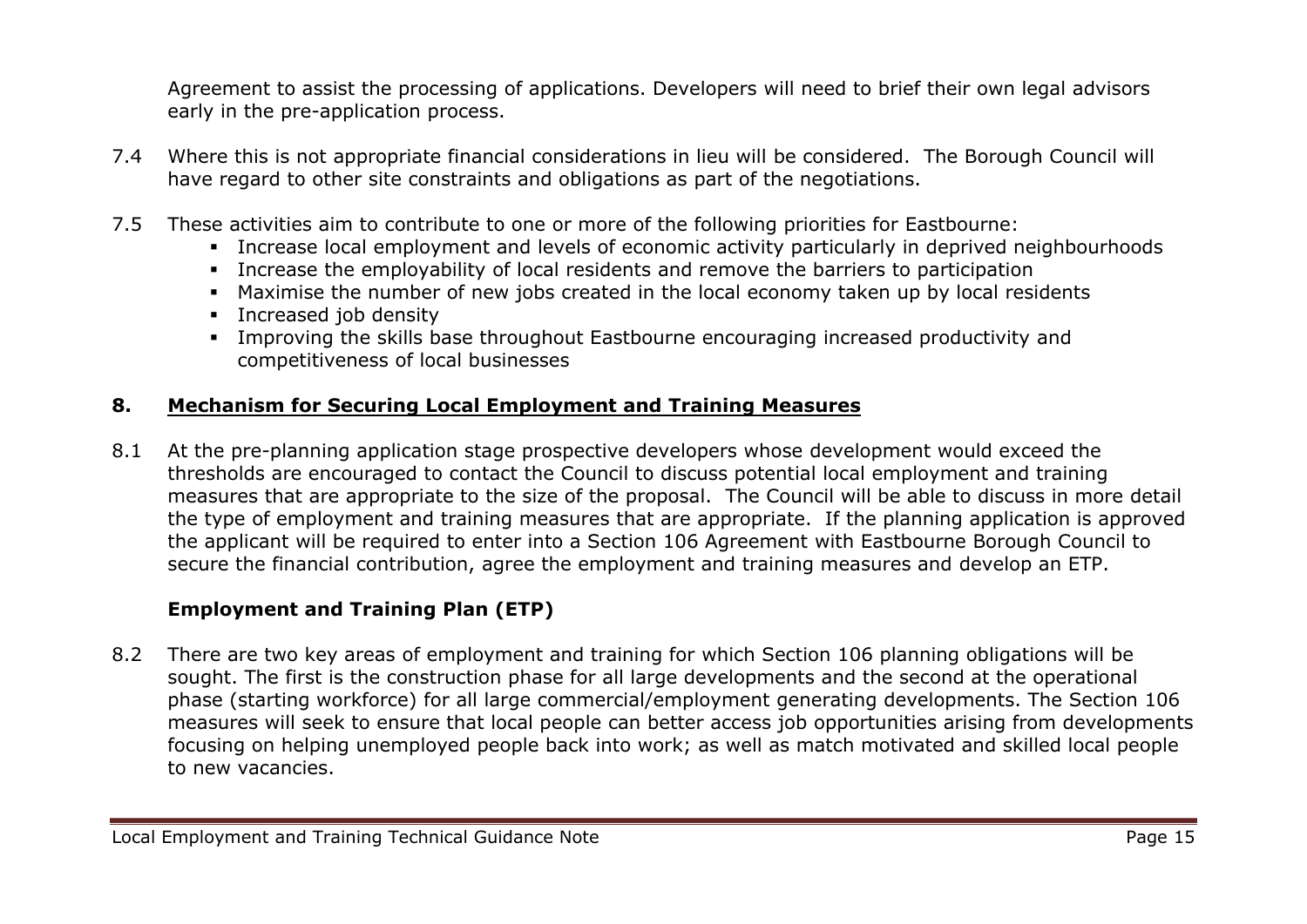Agreement to assist the processing of applications. Developers will need to brief their own legal advisors early in the pre-application process.

7.4 Where this is not appropriate financial considerations in lieu will be considered. The Borough Council will have regard to other site constraints and obligations as part of the negotiations.

7.5 These activities aim to contribute to one or more of the following priorities for Eastbourne:

- Increase local employment and levels of economic activity particularly in deprived neighbourhoods
- Increase the employability of local residents and remove the barriers to participation
- Maximise the number of new jobs created in the local economy taken up by local residents
- Increased job density
- Improving the skills base throughout Eastbourne encouraging increased productivity and competitiveness of local businesses

## 8. Mechanism for Securing Local Employment and Training Measures

8.1 At the pre-planning application stage prospective developers whose development would exceed the thresholds are encouraged to contact the Council to discuss potential local employment and training measures that are appropriate to the size of the proposal. The Council will be able to discuss in more detail the type of employment and training measures that are appropriate. If the planning application is approved the applicant will be required to enter into a Section 106 Agreement with Eastbourne Borough Council to secure the financial contribution, agree the employment and training measures and develop an ETP.

### Employment and Training Plan (ETP)

8.2 There are two key areas of employment and training for which Section 106 planning obligations will be sought. The first is the construction phase for all large developments and the second at the operational phase (starting workforce) for all large commercial/employment generating developments. The Section 106 measures will seek to ensure that local people can better access job opportunities arising from developments focusing on helping unemployed people back into work; as well as match motivated and skilled local people to new vacancies.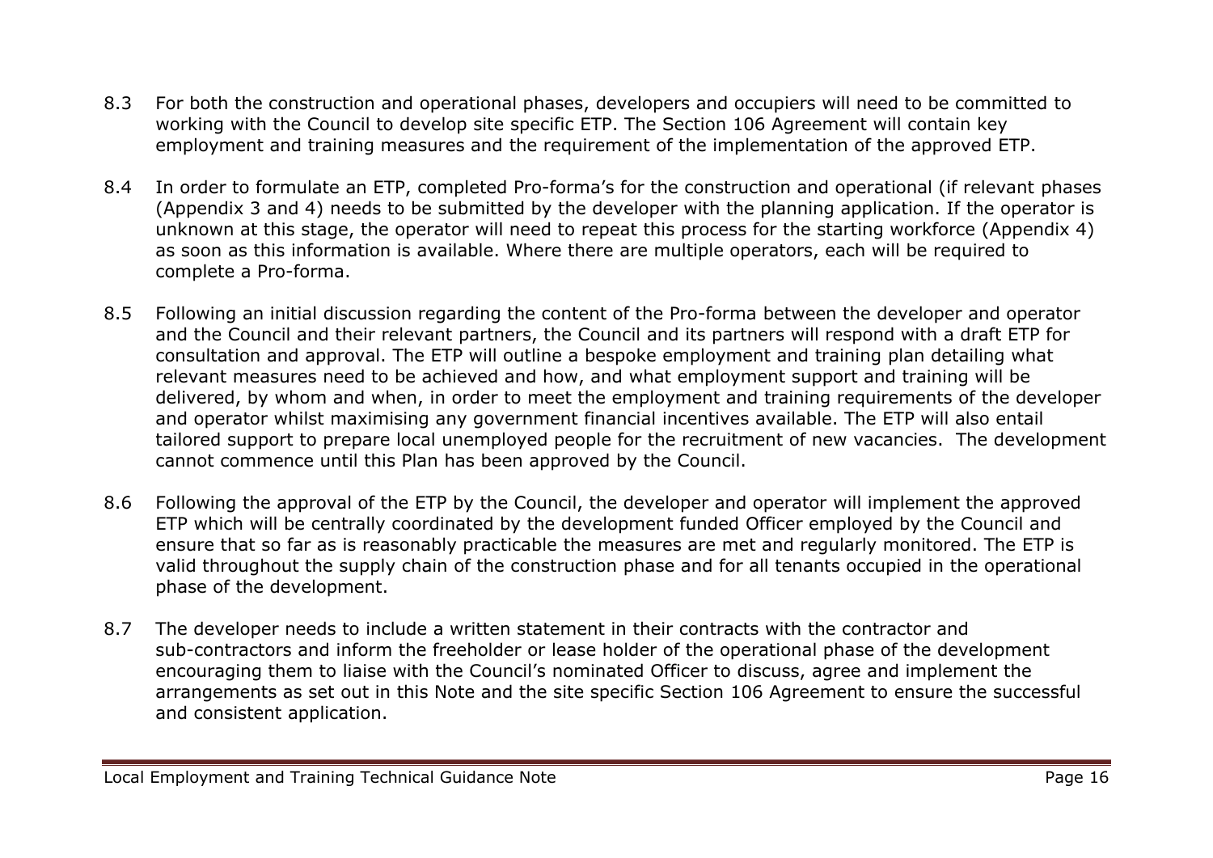8.3 For both the construction and operational phases, developers and occupiers will need to be committed to working with the Council to develop site specific ETP. The Section 106 Agreement will contain key employment and training measures and the requirement of the implementation of the approved ETP.

8.4 In order to formulate an ETP, completed Pro-forma's for the construction and operational (if relevant phases (Appendix 3 and 4) needs to be submitted by the developer with the planning application. If the operator is unknown at this stage, the operator will need to repeat this process for the starting workforce (Appendix 4) as soon as this information is available. Where there are multiple operators, each will be required to complete a Pro-forma.

8.5 Following an initial discussion regarding the content of the Pro-forma between the developer and operator and the Council and their relevant partners, the Council and its partners will respond with a draft ETP for consultation and approval. The ETP will outline a bespoke employment and training plan detailing what relevant measures need to be achieved and how, and what employment support and training will be delivered, by whom and when, in order to meet the employment and training requirements of the developer and operator whilst maximising any government financial incentives available. The ETP will also entail tailored support to prepare local unemployed people for the recruitment of new vacancies. The development cannot commence until this Plan has been approved by the Council.

8.6 Following the approval of the ETP by the Council, the developer and operator will implement the approved ETP which will be centrally coordinated by the development funded Officer employed by the Council and ensure that so far as is reasonably practicable the measures are met and regularly monitored. The ETP is valid throughout the supply chain of the construction phase and for all tenants occupied in the operational phase of the development.

8.7 The developer needs to include a written statement in their contracts with the contractor and sub-contractors and inform the freeholder or lease holder of the operational phase of the development encouraging them to liaise with the Council's nominated Officer to discuss, agree and implement the arrangements as set out in this Note and the site specific Section 106 Agreement to ensure the successful and consistent application.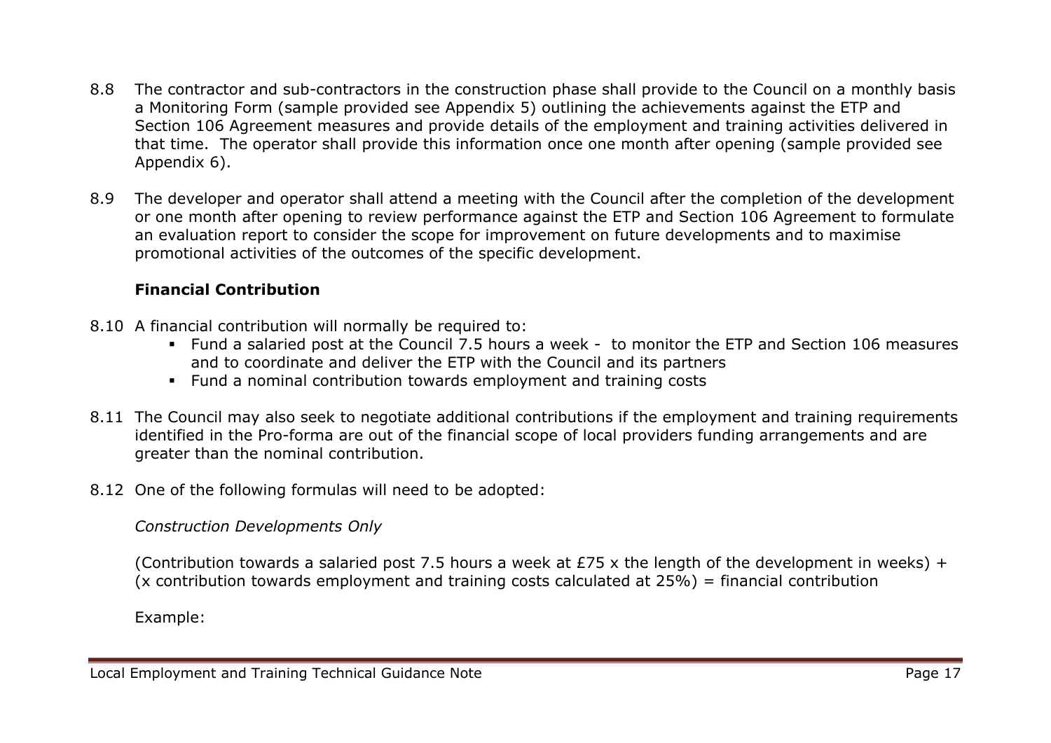8.8 The contractor and sub-contractors in the construction phase shall provide to the Council on a monthly basis a Monitoring Form (sample provided see Appendix 5) outlining the achievements against the ETP and Section 106 Agreement measures and provide details of the employment and training activities delivered in that time. The operator shall provide this information once one month after opening (sample provided see Appendix 6).

8.9 The developer and operator shall attend a meeting with the Council after the completion of the development or one month after opening to review performance against the ETP and Section 106 Agreement to formulate an evaluation report to consider the scope for improvement on future developments and to maximise promotional activities of the outcomes of the specific development.

**Financial Contribution**

8.10 A financial contribution will normally be required to:

- Fund a salaried post at the Council 7.5 hours a week - to monitor the ETP and Section 106 measures and to coordinate and deliver the ETP with the Council and its partners
- Fund a nominal contribution towards employment and training costs

8.11 The Council may also seek to negotiate additional contributions if the employment and training requirements identified in the Pro-forma are out of the financial scope of local providers funding arrangements and are greater than the nominal contribution.

8.12 One of the following formulas will need to be adopted:

*Construction Developments Only*

(Contribution towards a salaried post 7.5 hours a week at £75 x the length of the development in weeks) + (x contribution towards employment and training costs calculated at 25%) = financial contribution

Example: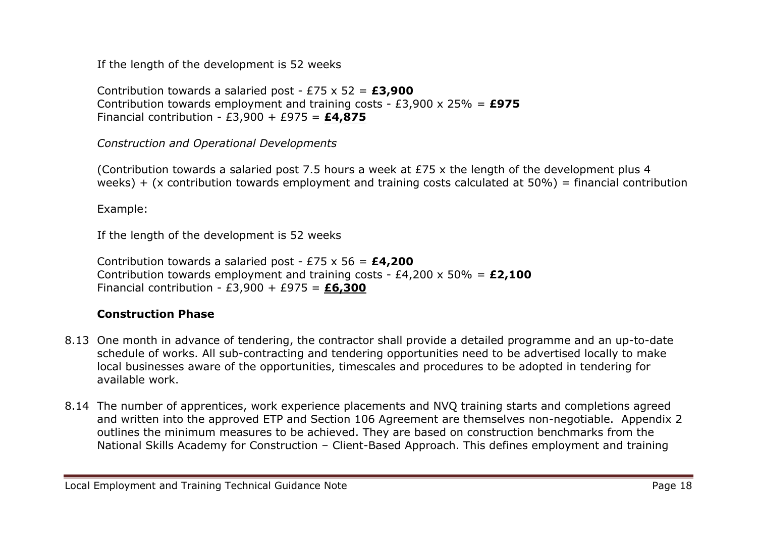If the length of the development is 52 weeks

Contribution towards a salaried post - £75 x 52 = **£3,900**
Contribution towards employment and training costs - £3,900 x 25% = **£975**
Financial contribution - £3,900 + £975 = **£4,875**

*Construction and Operational Developments*

(Contribution towards a salaried post 7.5 hours a week at £75 x the length of the development plus 4 weeks) + (x contribution towards employment and training costs calculated at 50%) = financial contribution

Example:

If the length of the development is 52 weeks

Contribution towards a salaried post - £75 x 56 = **£4,200**
Contribution towards employment and training costs - £4,200 x 50% = **£2,100**
Financial contribution - £3,900 + £975 = **£6,300**

**Construction Phase**

8.13 One month in advance of tendering, the contractor shall provide a detailed programme and an up-to-date schedule of works. All sub-contracting and tendering opportunities need to be advertised locally to make local businesses aware of the opportunities, timescales and procedures to be adopted in tendering for available work.

8.14 The number of apprentices, work experience placements and NVQ training starts and completions agreed and written into the approved ETP and Section 106 Agreement are themselves non-negotiable. Appendix 2 outlines the minimum measures to be achieved. They are based on construction benchmarks from the National Skills Academy for Construction – Client-Based Approach. This defines employment and training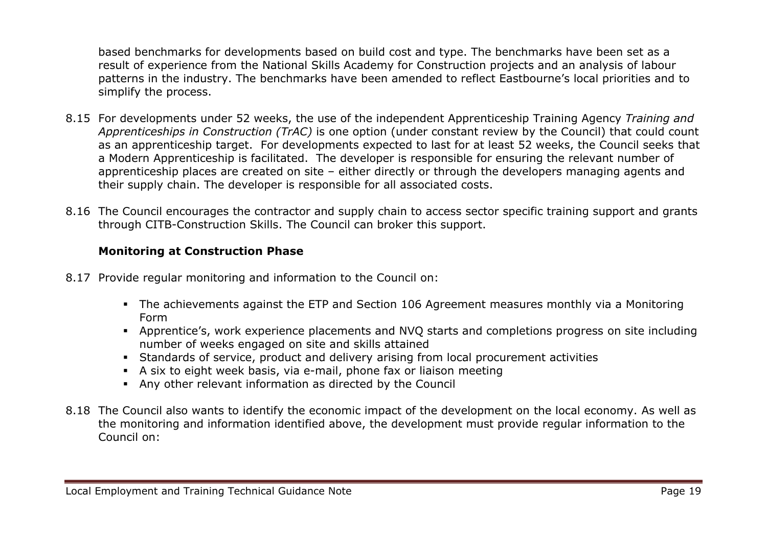based benchmarks for developments based on build cost and type. The benchmarks have been set as a result of experience from the National Skills Academy for Construction projects and an analysis of labour patterns in the industry. The benchmarks have been amended to reflect Eastbourne's local priorities and to simplify the process.

8.15 For developments under 52 weeks, the use of the independent Apprenticeship Training Agency *Training and Apprenticeships in Construction (TrAC)* is one option (under constant review by the Council) that could count as an apprenticeship target. For developments expected to last for at least 52 weeks, the Council seeks that a Modern Apprenticeship is facilitated. The developer is responsible for ensuring the relevant number of apprenticeship places are created on site – either directly or through the developers managing agents and their supply chain. The developer is responsible for all associated costs.

8.16 The Council encourages the contractor and supply chain to access sector specific training support and grants through CITB-Construction Skills. The Council can broker this support.

### Monitoring at Construction Phase

8.17 Provide regular monitoring and information to the Council on:

- The achievements against the ETP and Section 106 Agreement measures monthly via a Monitoring Form
- Apprentice's, work experience placements and NVQ starts and completions progress on site including number of weeks engaged on site and skills attained
- Standards of service, product and delivery arising from local procurement activities
- A six to eight week basis, via e-mail, phone fax or liaison meeting
- Any other relevant information as directed by the Council

8.18 The Council also wants to identify the economic impact of the development on the local economy. As well as the monitoring and information identified above, the development must provide regular information to the Council on: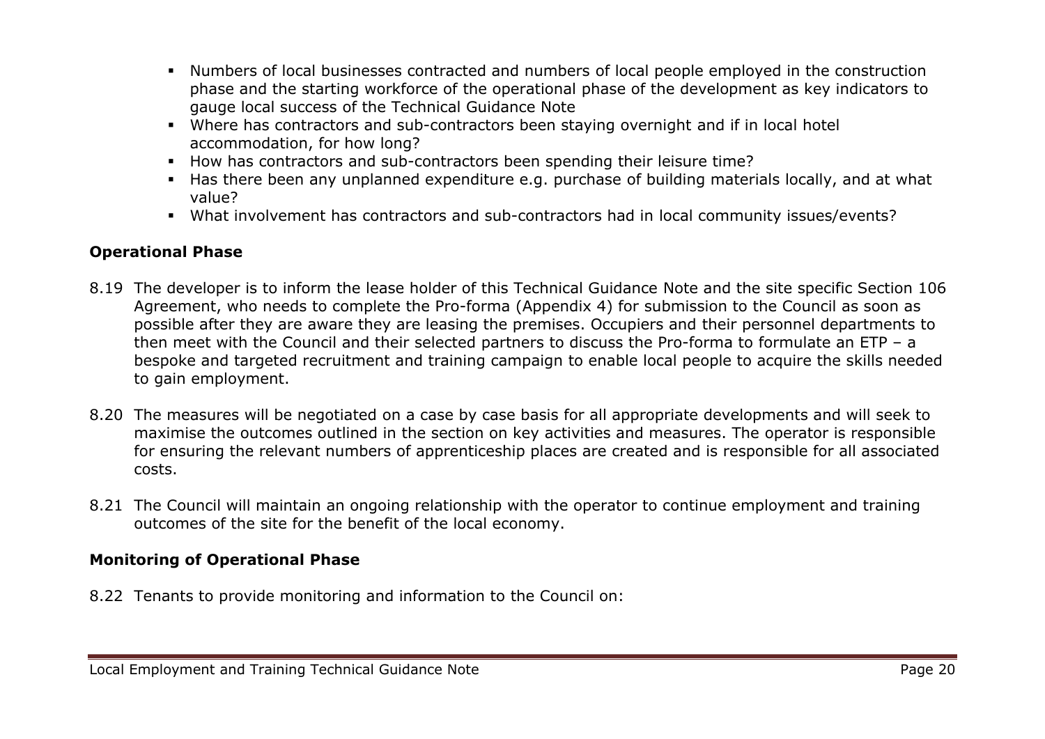- Numbers of local businesses contracted and numbers of local people employed in the construction phase and the starting workforce of the operational phase of the development as key indicators to gauge local success of the Technical Guidance Note
- Where has contractors and sub-contractors been staying overnight and if in local hotel accommodation, for how long?
- How has contractors and sub-contractors been spending their leisure time?
- Has there been any unplanned expenditure e.g. purchase of building materials locally, and at what value?
- What involvement has contractors and sub-contractors had in local community issues/events?

**Operational Phase**

8.19 The developer is to inform the lease holder of this Technical Guidance Note and the site specific Section 106 Agreement, who needs to complete the Pro-forma (Appendix 4) for submission to the Council as soon as possible after they are aware they are leasing the premises. Occupiers and their personnel departments to then meet with the Council and their selected partners to discuss the Pro-forma to formulate an ETP – a bespoke and targeted recruitment and training campaign to enable local people to acquire the skills needed to gain employment.

8.20 The measures will be negotiated on a case by case basis for all appropriate developments and will seek to maximise the outcomes outlined in the section on key activities and measures. The operator is responsible for ensuring the relevant numbers of apprenticeship places are created and is responsible for all associated costs.

8.21 The Council will maintain an ongoing relationship with the operator to continue employment and training outcomes of the site for the benefit of the local economy.

**Monitoring of Operational Phase**

8.22 Tenants to provide monitoring and information to the Council on: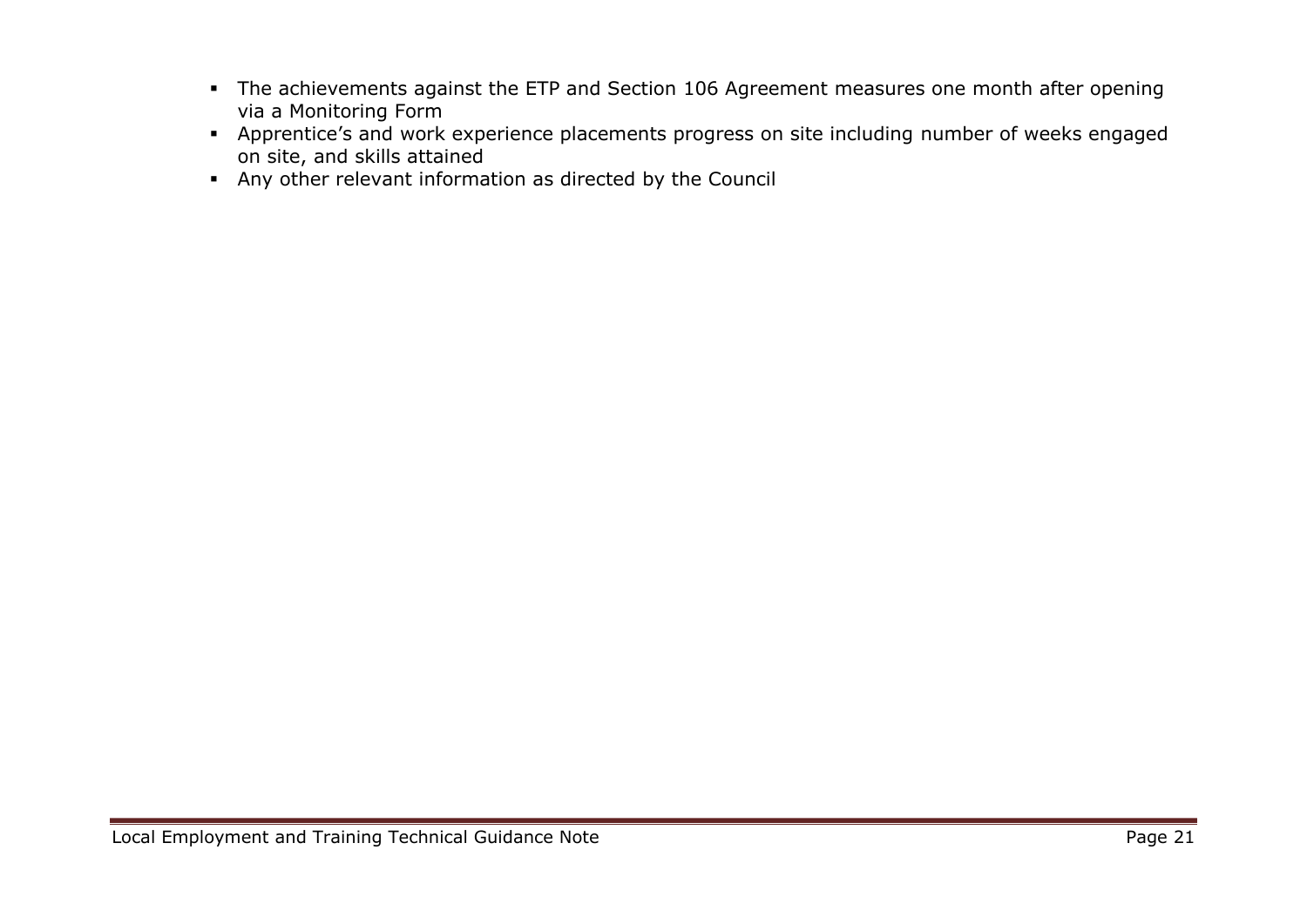- The achievements against the ETP and Section 106 Agreement measures one month after opening via a Monitoring Form
- Apprentice's and work experience placements progress on site including number of weeks engaged on site, and skills attained
- Any other relevant information as directed by the Council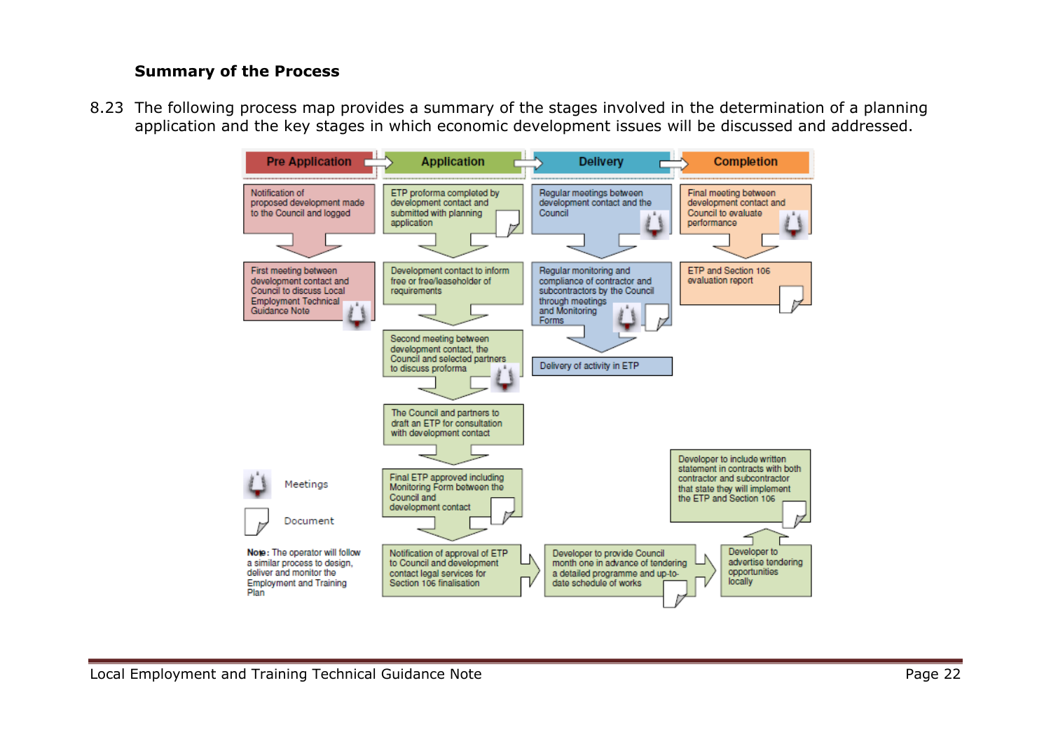**Summary of the Process**

8.23 The following process map provides a summary of the stages involved in the determination of a planning application and the key stages in which economic development issues will be discussed and addressed.

**Pre Application**

- Notification of proposed development made to the Council and logged
- First meeting between development contact and Council to discuss Local Employment Technical Guidance Note

**Application**

- ETP proforma completed by development contact and submitted with planning application
- Development contact to inform free or free/leaseholder of requirements
- Second meeting between development contact, the Council and selected partners to discuss proforma
- The Council and partners to draft an ETP for consultation with development contact
- Final ETP approved including Monitoring Form between the Council and development contact
- Notification of approval of ETP to Council and development contact legal services for Section 106 finalisation
- Developer to provide Council month one in advance of tendering a detailed programme and up-to-date schedule of works
- Developer to advertise tendering opportunities locally
- Developer to include written statement in contracts with both contractor and subcontractor that state they will implement the ETP and Section 106

**Delivery**

- Regular meetings between development contact and the Council
- Regular monitoring and compliance of contractor and subcontractors by the Council through meetings and Monitoring Forms
- Delivery of activity in ETP

**Completion**

- Final meeting between development contact and Council to evaluate performance
- ETP and Section 106 evaluation report

Key: Meetings; Document

**Note:** The operator will follow a similar process to design, deliver and monitor the Employment and Training Plan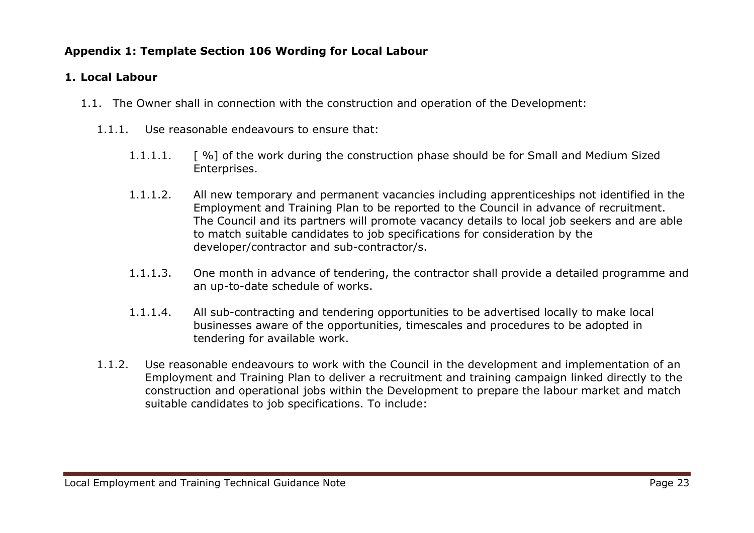**Appendix 1: Template Section 106 Wording for Local Labour**

**1. Local Labour**

1.1. The Owner shall in connection with the construction and operation of the Development:

1.1.1. Use reasonable endeavours to ensure that:

1.1.1.1. [ %] of the work during the construction phase should be for Small and Medium Sized Enterprises.

1.1.1.2. All new temporary and permanent vacancies including apprenticeships not identified in the Employment and Training Plan to be reported to the Council in advance of recruitment. The Council and its partners will promote vacancy details to local job seekers and are able to match suitable candidates to job specifications for consideration by the developer/contractor and sub-contractor/s.

1.1.1.3. One month in advance of tendering, the contractor shall provide a detailed programme and an up-to-date schedule of works.

1.1.1.4. All sub-contracting and tendering opportunities to be advertised locally to make local businesses aware of the opportunities, timescales and procedures to be adopted in tendering for available work.

1.1.2. Use reasonable endeavours to work with the Council in the development and implementation of an Employment and Training Plan to deliver a recruitment and training campaign linked directly to the construction and operational jobs within the Development to prepare the labour market and match suitable candidates to job specifications. To include: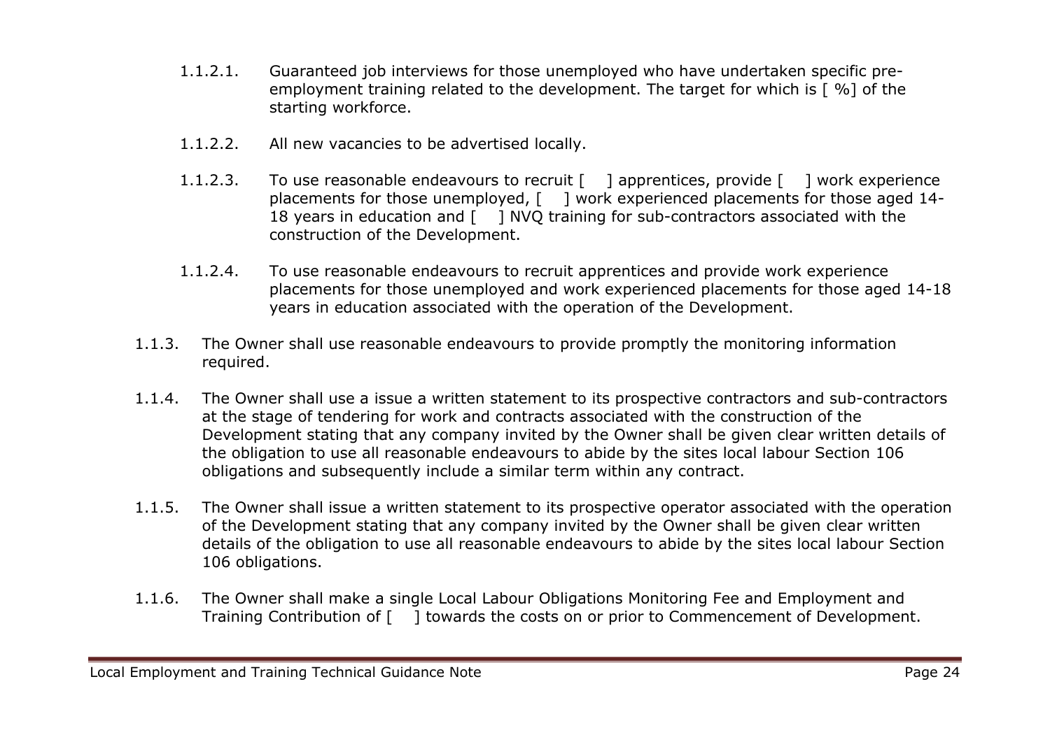1.1.2.1. Guaranteed job interviews for those unemployed who have undertaken specific pre-employment training related to the development. The target for which is [ %] of the starting workforce.

1.1.2.2. All new vacancies to be advertised locally.

1.1.2.3. To use reasonable endeavours to recruit [ ] apprentices, provide [ ] work experience placements for those unemployed, [ ] work experienced placements for those aged 14-18 years in education and [ ] NVQ training for sub-contractors associated with the construction of the Development.

1.1.2.4. To use reasonable endeavours to recruit apprentices and provide work experience placements for those unemployed and work experienced placements for those aged 14-18 years in education associated with the operation of the Development.

1.1.3. The Owner shall use reasonable endeavours to provide promptly the monitoring information required.

1.1.4. The Owner shall use a issue a written statement to its prospective contractors and sub-contractors at the stage of tendering for work and contracts associated with the construction of the Development stating that any company invited by the Owner shall be given clear written details of the obligation to use all reasonable endeavours to abide by the sites local labour Section 106 obligations and subsequently include a similar term within any contract.

1.1.5. The Owner shall issue a written statement to its prospective operator associated with the operation of the Development stating that any company invited by the Owner shall be given clear written details of the obligation to use all reasonable endeavours to abide by the sites local labour Section 106 obligations.

1.1.6. The Owner shall make a single Local Labour Obligations Monitoring Fee and Employment and Training Contribution of [ ] towards the costs on or prior to Commencement of Development.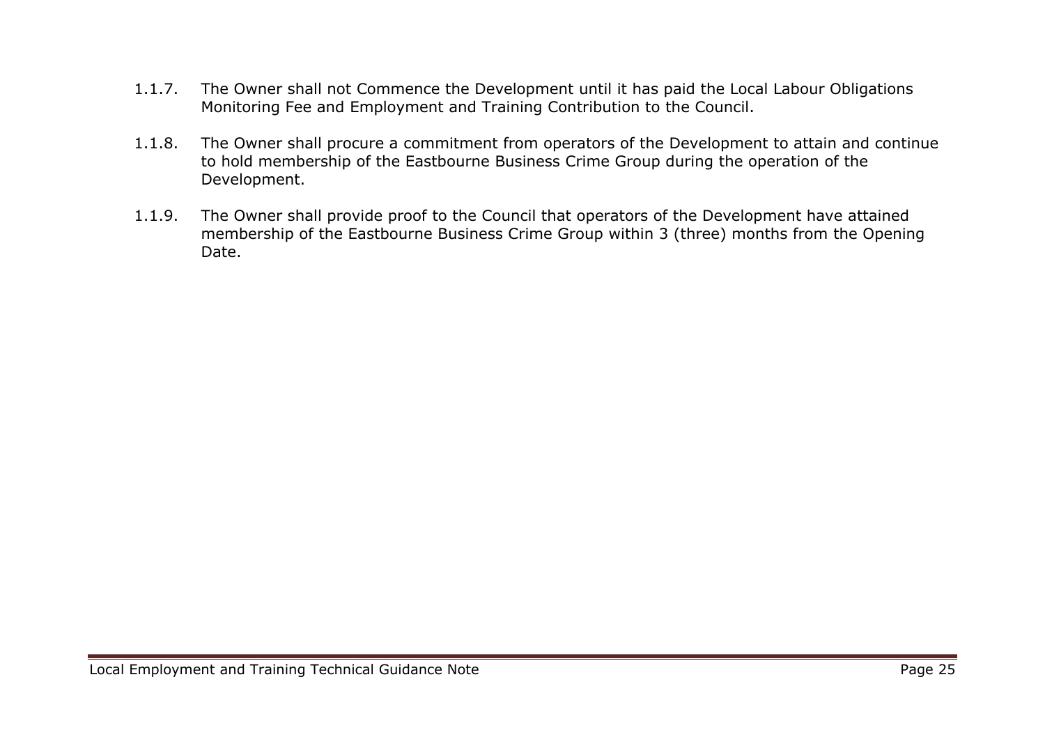1.1.7. The Owner shall not Commence the Development until it has paid the Local Labour Obligations Monitoring Fee and Employment and Training Contribution to the Council.

1.1.8. The Owner shall procure a commitment from operators of the Development to attain and continue to hold membership of the Eastbourne Business Crime Group during the operation of the Development.

1.1.9. The Owner shall provide proof to the Council that operators of the Development have attained membership of the Eastbourne Business Crime Group within 3 (three) months from the Opening Date.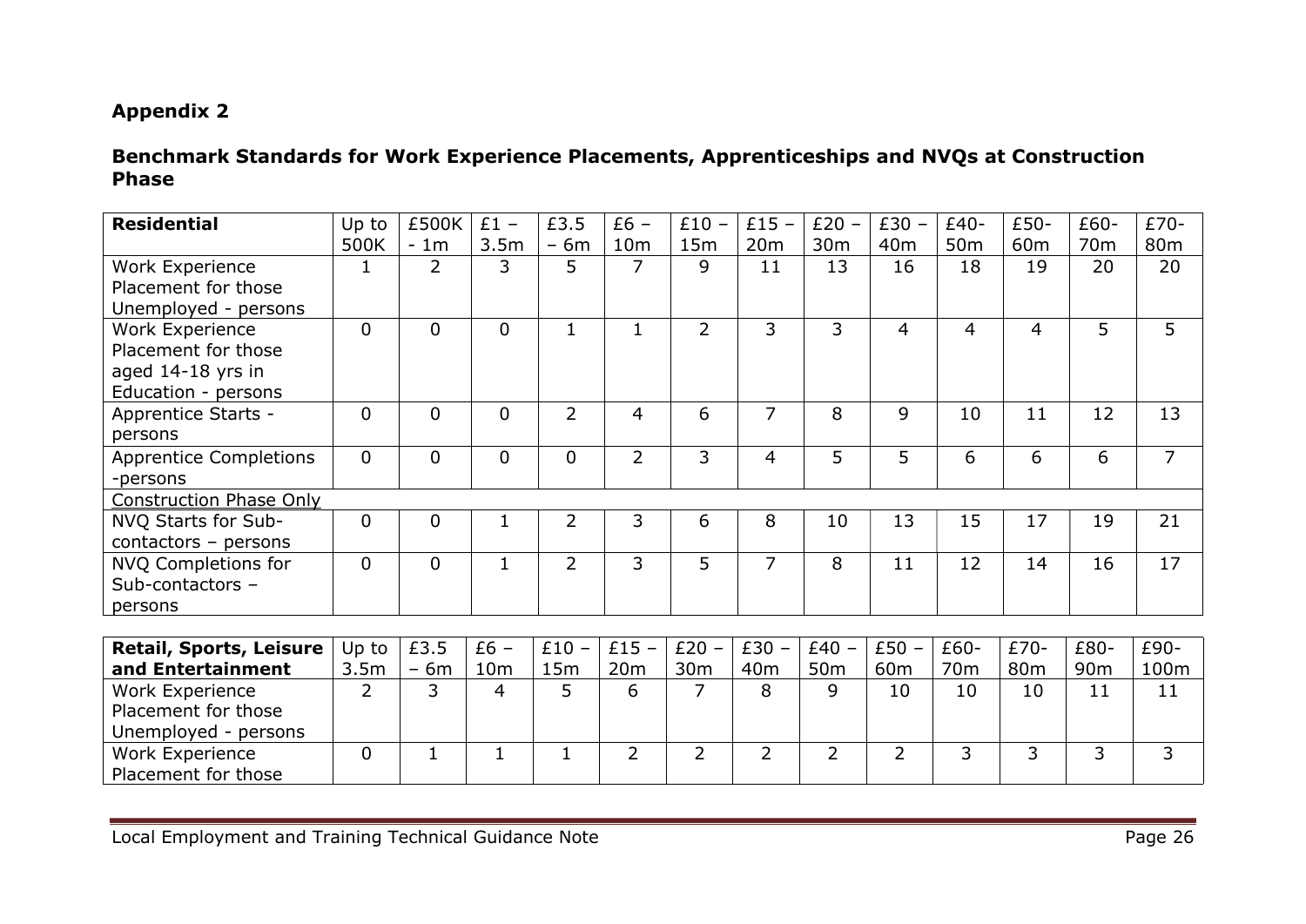## Appendix 2

### Benchmark Standards for Work Experience Placements, Apprenticeships and NVQs at Construction Phase

| Residential | Up to 500K | £500K - 1m | £1 – 3.5m | £3.5 – 6m | £6 – 10m | £10 – 15m | £15 – 20m | £20 – 30m | £30 – 40m | £40-50m | £50-60m | £60-70m | £70-80m |
|---|---|---|---|---|---|---|---|---|---|---|---|---|---|
| Work Experience Placement for those Unemployed - persons | 1 | 2 | 3 | 5 | 7 | 9 | 11 | 13 | 16 | 18 | 19 | 20 | 20 |
| Work Experience Placement for those aged 14-18 yrs in Education - persons | 0 | 0 | 0 | 1 | 1 | 2 | 3 | 3 | 4 | 4 | 4 | 5 | 5 |
| Apprentice Starts - persons | 0 | 0 | 0 | 2 | 4 | 6 | 7 | 8 | 9 | 10 | 11 | 12 | 13 |
| Apprentice Completions -persons | 0 | 0 | 0 | 0 | 2 | 3 | 4 | 5 | 5 | 6 | 6 | 6 | 7 |
| Construction Phase Only | | | | | | | | | | | | | |
| NVQ Starts for Sub-contactors – persons | 0 | 0 | 1 | 2 | 3 | 6 | 8 | 10 | 13 | 15 | 17 | 19 | 21 |
| NVQ Completions for Sub-contactors – persons | 0 | 0 | 1 | 2 | 3 | 5 | 7 | 8 | 11 | 12 | 14 | 16 | 17 |

| Retail, Sports, Leisure and Entertainment | Up to 3.5m | £3.5 – 6m | £6 – 10m | £10 – 15m | £15 – 20m | £20 – 30m | £30 – 40m | £40 – 50m | £50 – 60m | £60-70m | £70-80m | £80-90m | £90-100m |
|---|---|---|---|---|---|---|---|---|---|---|---|---|---|
| Work Experience Placement for those Unemployed - persons | 2 | 3 | 4 | 5 | 6 | 7 | 8 | 9 | 10 | 10 | 10 | 11 | 11 |
| Work Experience Placement for those | 0 | 1 | 1 | 1 | 2 | 2 | 2 | 2 | 2 | 3 | 3 | 3 | 3 |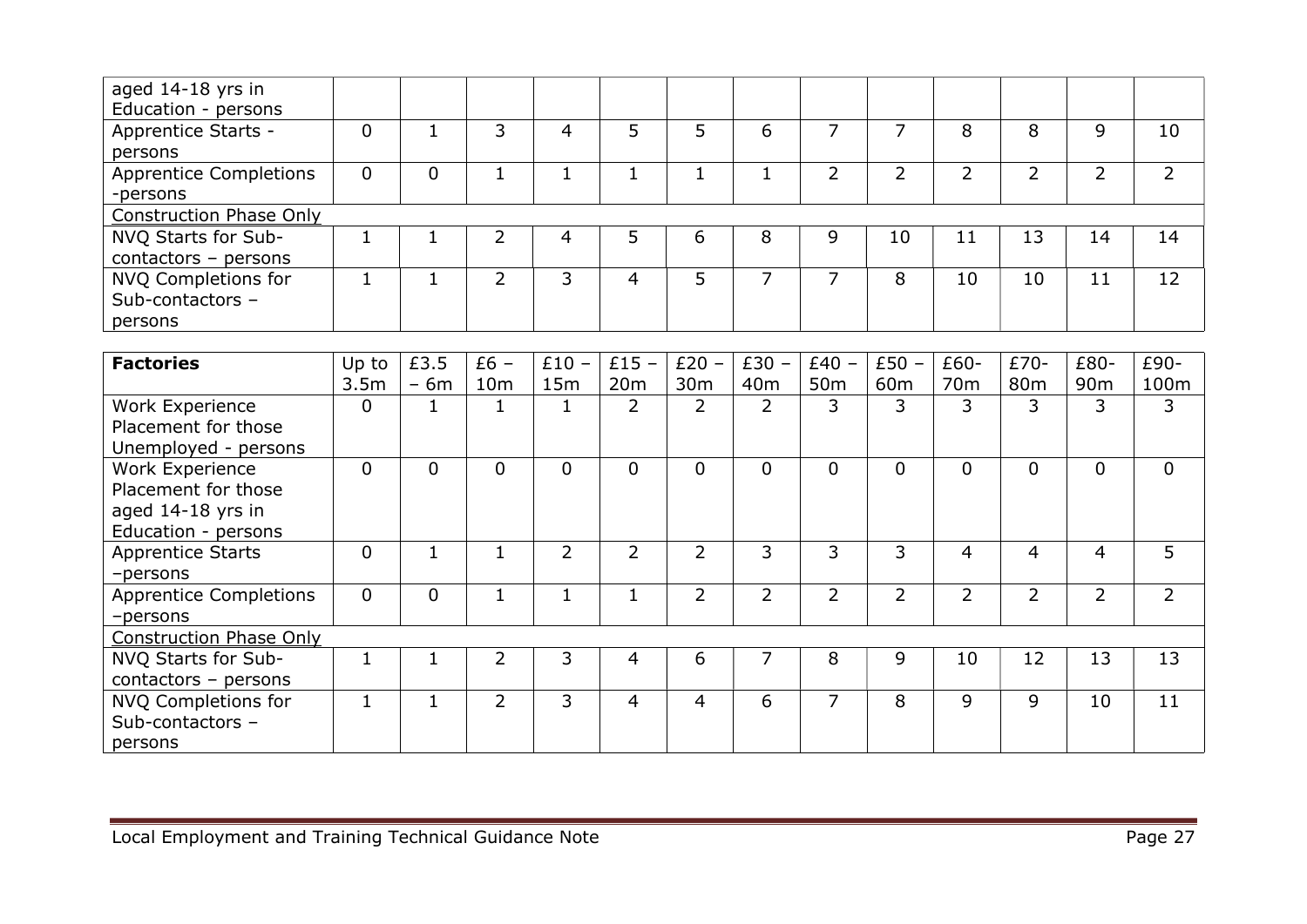| aged 14-18 yrs in Education - persons | | | | | | | | | | | | | |
|---|---|---|---|---|---|---|---|---|---|---|---|---|---|
| Apprentice Starts - persons | 0 | 1 | 3 | 4 | 5 | 5 | 6 | 7 | 7 | 8 | 8 | 9 | 10 |
| Apprentice Completions -persons | 0 | 0 | 1 | 1 | 1 | 1 | 1 | 2 | 2 | 2 | 2 | 2 | 2 |
| Construction Phase Only | | | | | | | | | | | | | |
| NVQ Starts for Sub-contactors – persons | 1 | 1 | 2 | 4 | 5 | 6 | 8 | 9 | 10 | 11 | 13 | 14 | 14 |
| NVQ Completions for Sub-contactors – persons | 1 | 1 | 2 | 3 | 4 | 5 | 7 | 7 | 8 | 10 | 10 | 11 | 12 |

| **Factories** | Up to 3.5m | £3.5 – 6m | £6 – 10m | £10 – 15m | £15 – 20m | £20 – 30m | £30 – 40m | £40 – 50m | £50 – 60m | £60-70m | £70-80m | £80-90m | £90-100m |
|---|---|---|---|---|---|---|---|---|---|---|---|---|---|
| Work Experience Placement for those Unemployed - persons | 0 | 1 | 1 | 1 | 2 | 2 | 2 | 3 | 3 | 3 | 3 | 3 | 3 |
| Work Experience Placement for those aged 14-18 yrs in Education - persons | 0 | 0 | 0 | 0 | 0 | 0 | 0 | 0 | 0 | 0 | 0 | 0 | 0 |
| Apprentice Starts –persons | 0 | 1 | 1 | 2 | 2 | 2 | 3 | 3 | 3 | 4 | 4 | 4 | 5 |
| Apprentice Completions –persons | 0 | 0 | 1 | 1 | 1 | 2 | 2 | 2 | 2 | 2 | 2 | 2 | 2 |
| Construction Phase Only | | | | | | | | | | | | | |
| NVQ Starts for Sub-contactors – persons | 1 | 1 | 2 | 3 | 4 | 6 | 7 | 8 | 9 | 10 | 12 | 13 | 13 |
| NVQ Completions for Sub-contactors – persons | 1 | 1 | 2 | 3 | 4 | 4 | 6 | 7 | 8 | 9 | 9 | 10 | 11 |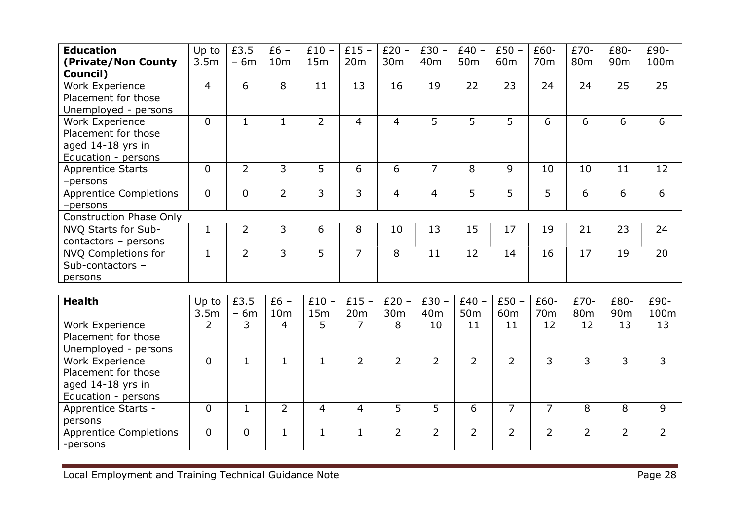| **Education (Private/Non County Council)** | Up to 3.5m | £3.5 – 6m | £6 – 10m | £10 – 15m | £15 – 20m | £20 – 30m | £30 – 40m | £40 – 50m | £50 – 60m | £60-70m | £70-80m | £80-90m | £90-100m |
|---|---|---|---|---|---|---|---|---|---|---|---|---|---|
| Work Experience Placement for those Unemployed - persons | 4 | 6 | 8 | 11 | 13 | 16 | 19 | 22 | 23 | 24 | 24 | 25 | 25 |
| Work Experience Placement for those aged 14-18 yrs in Education - persons | 0 | 1 | 1 | 2 | 4 | 4 | 5 | 5 | 5 | 6 | 6 | 6 | 6 |
| Apprentice Starts –persons | 0 | 2 | 3 | 5 | 6 | 6 | 7 | 8 | 9 | 10 | 10 | 11 | 12 |
| Apprentice Completions –persons | 0 | 0 | 2 | 3 | 3 | 4 | 4 | 5 | 5 | 5 | 6 | 6 | 6 |
| <u>Construction Phase Only</u> | | | | | | | | | | | | | |
| NVQ Starts for Sub-contactors – persons | 1 | 2 | 3 | 6 | 8 | 10 | 13 | 15 | 17 | 19 | 21 | 23 | 24 |
| NVQ Completions for Sub-contactors – persons | 1 | 2 | 3 | 5 | 7 | 8 | 11 | 12 | 14 | 16 | 17 | 19 | 20 |

| **Health** | Up to 3.5m | £3.5 – 6m | £6 – 10m | £10 – 15m | £15 – 20m | £20 – 30m | £30 – 40m | £40 – 50m | £50 – 60m | £60-70m | £70-80m | £80-90m | £90-100m |
|---|---|---|---|---|---|---|---|---|---|---|---|---|---|
| Work Experience Placement for those Unemployed - persons | 2 | 3 | 4 | 5 | 7 | 8 | 10 | 11 | 11 | 12 | 12 | 13 | 13 |
| Work Experience Placement for those aged 14-18 yrs in Education - persons | 0 | 1 | 1 | 1 | 2 | 2 | 2 | 2 | 2 | 3 | 3 | 3 | 3 |
| Apprentice Starts - persons | 0 | 1 | 2 | 4 | 4 | 5 | 5 | 6 | 7 | 7 | 8 | 8 | 9 |
| Apprentice Completions -persons | 0 | 0 | 1 | 1 | 1 | 2 | 2 | 2 | 2 | 2 | 2 | 2 | 2 |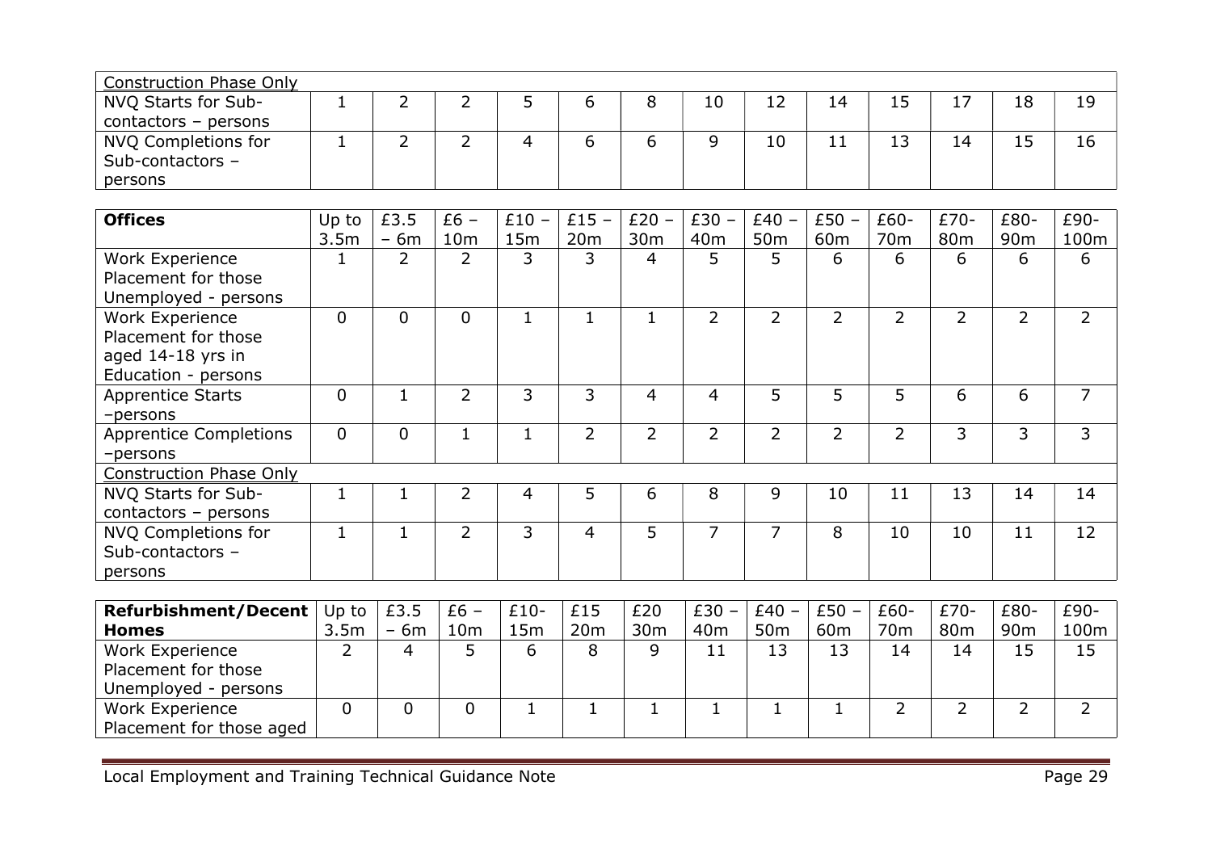| Construction Phase Only | | | | | | | | | | | | | |
|---|---|---|---|---|---|---|---|---|---|---|---|---|---|
| NVQ Starts for Sub-contactors – persons | 1 | 2 | 2 | 5 | 6 | 8 | 10 | 12 | 14 | 15 | 17 | 18 | 19 |
| NVQ Completions for Sub-contactors – persons | 1 | 2 | 2 | 4 | 6 | 6 | 9 | 10 | 11 | 13 | 14 | 15 | 16 |

| **Offices** | Up to 3.5m | £3.5 – 6m | £6 – 10m | £10 – 15m | £15 – 20m | £20 – 30m | £30 – 40m | £40 – 50m | £50 – 60m | £60-70m | £70-80m | £80-90m | £90-100m |
|---|---|---|---|---|---|---|---|---|---|---|---|---|---|
| Work Experience Placement for those Unemployed - persons | 1 | 2 | 2 | 3 | 3 | 4 | 5 | 5 | 6 | 6 | 6 | 6 | 6 |
| Work Experience Placement for those aged 14-18 yrs in Education - persons | 0 | 0 | 0 | 1 | 1 | 1 | 2 | 2 | 2 | 2 | 2 | 2 | 2 |
| Apprentice Starts –persons | 0 | 1 | 2 | 3 | 3 | 4 | 4 | 5 | 5 | 5 | 6 | 6 | 7 |
| Apprentice Completions –persons | 0 | 0 | 1 | 1 | 2 | 2 | 2 | 2 | 2 | 2 | 3 | 3 | 3 |
| Construction Phase Only | | | | | | | | | | | | | |
| NVQ Starts for Sub-contactors – persons | 1 | 1 | 2 | 4 | 5 | 6 | 8 | 9 | 10 | 11 | 13 | 14 | 14 |
| NVQ Completions for Sub-contactors – persons | 1 | 1 | 2 | 3 | 4 | 5 | 7 | 7 | 8 | 10 | 10 | 11 | 12 |

| **Refurbishment/Decent Homes** | Up to 3.5m | £3.5 – 6m | £6 – 10m | £10-15m | £15 20m | £20 30m | £30 – 40m | £40 – 50m | £50 – 60m | £60-70m | £70-80m | £80-90m | £90-100m |
|---|---|---|---|---|---|---|---|---|---|---|---|---|---|
| Work Experience Placement for those Unemployed - persons | 2 | 4 | 5 | 6 | 8 | 9 | 11 | 13 | 13 | 14 | 14 | 15 | 15 |
| Work Experience Placement for those aged | 0 | 0 | 0 | 1 | 1 | 1 | 1 | 1 | 1 | 2 | 2 | 2 | 2 |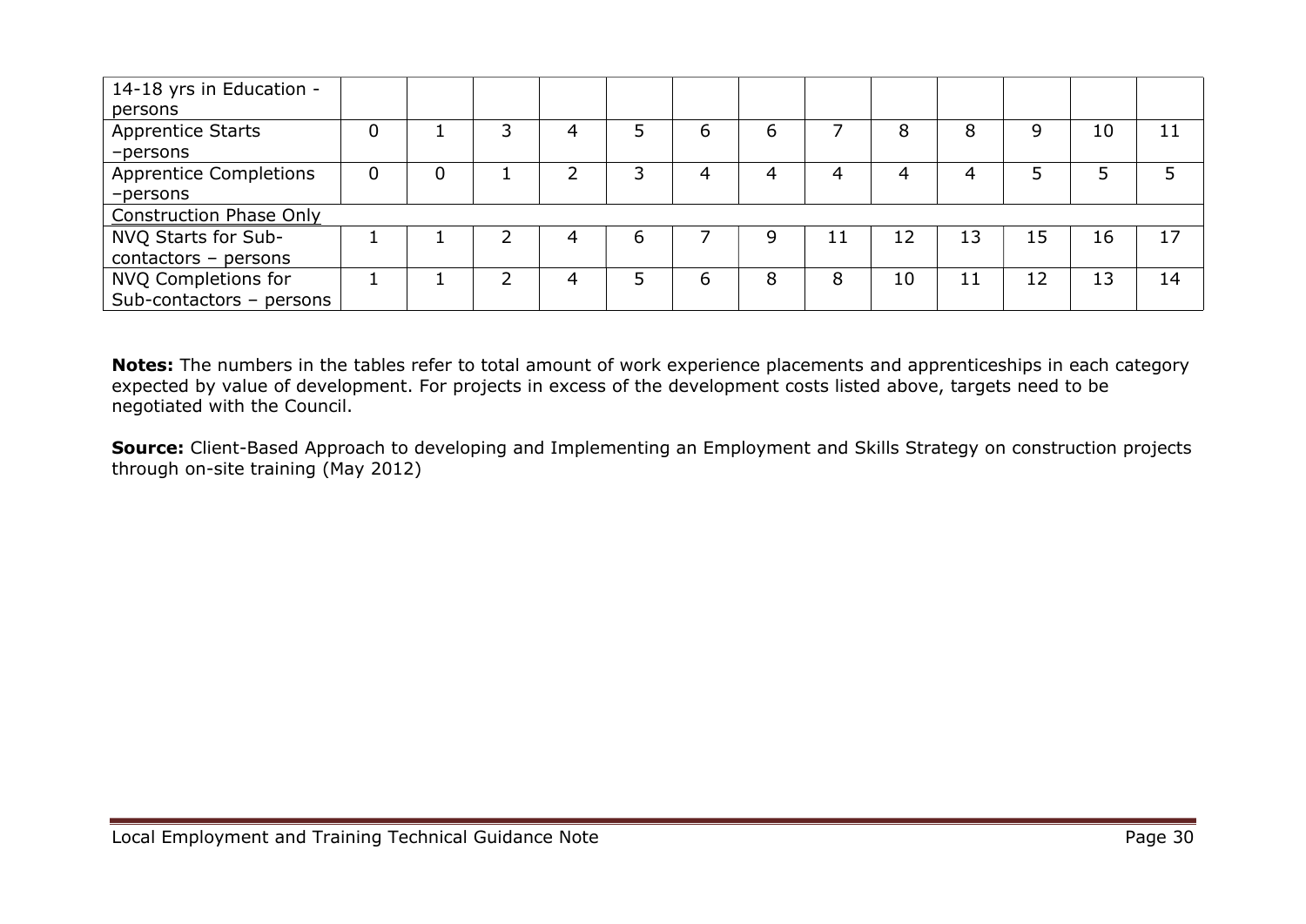| | | | | | | | | | | | | | |
|---|---|---|---|---|---|---|---|---|---|---|---|---|---|
| 14-18 yrs in Education - persons | | | | | | | | | | | | | |
| Apprentice Starts –persons | 0 | 1 | 3 | 4 | 5 | 6 | 6 | 7 | 8 | 8 | 9 | 10 | 11 |
| Apprentice Completions –persons | 0 | 0 | 1 | 2 | 3 | 4 | 4 | 4 | 4 | 4 | 5 | 5 | 5 |
| Construction Phase Only | | | | | | | | | | | | | |
| NVQ Starts for Sub-contactors – persons | 1 | 1 | 2 | 4 | 6 | 7 | 9 | 11 | 12 | 13 | 15 | 16 | 17 |
| NVQ Completions for Sub-contactors – persons | 1 | 1 | 2 | 4 | 5 | 6 | 8 | 8 | 10 | 11 | 12 | 13 | 14 |

**Notes:** The numbers in the tables refer to total amount of work experience placements and apprenticeships in each category expected by value of development. For projects in excess of the development costs listed above, targets need to be negotiated with the Council.

**Source:** Client-Based Approach to developing and Implementing an Employment and Skills Strategy on construction projects through on-site training (May 2012)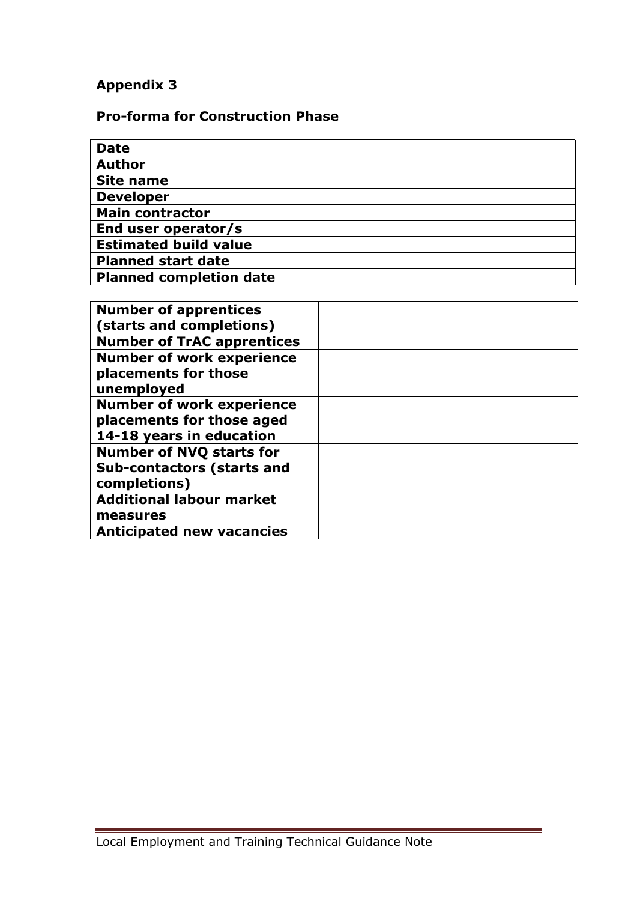**Appendix 3**

**Pro-forma for Construction Phase**

| **Date** | |
|---|---|
| **Author** | |
| **Site name** | |
| **Developer** | |
| **Main contractor** | |
| **End user operator/s** | |
| **Estimated build value** | |
| **Planned start date** | |
| **Planned completion date** | |

| **Number of apprentices (starts and completions)** | |
|---|---|
| **Number of TrAC apprentices** | |
| **Number of work experience placements for those unemployed** | |
| **Number of work experience placements for those aged 14-18 years in education** | |
| **Number of NVQ starts for Sub-contactors (starts and completions)** | |
| **Additional labour market measures** | |
| **Anticipated new vacancies** | |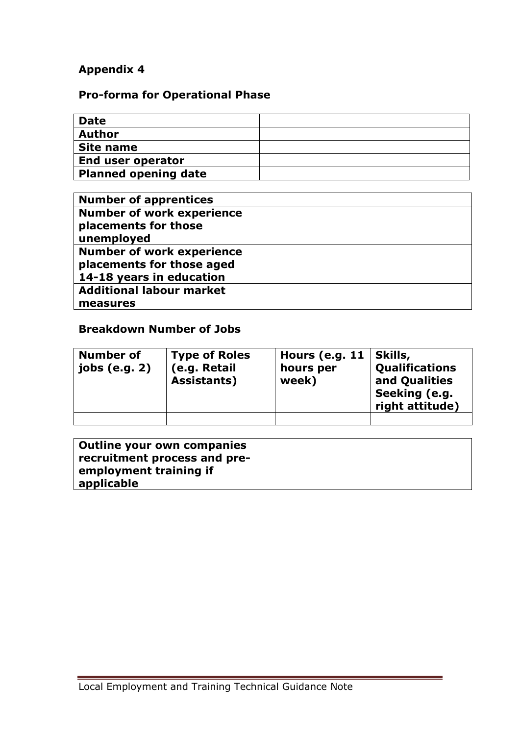**Appendix 4**

**Pro-forma for Operational Phase**

| **Date** | |
|---|---|
| **Author** | |
| **Site name** | |
| **End user operator** | |
| **Planned opening date** | |

| **Number of apprentices** | |
|---|---|
| **Number of work experience placements for those unemployed** | |
| **Number of work experience placements for those aged 14-18 years in education** | |
| **Additional labour market measures** | |

**Breakdown Number of Jobs**

| **Number of jobs (e.g. 2)** | **Type of Roles (e.g. Retail Assistants)** | **Hours (e.g. 11 hours per week)** | **Skills, Qualifications and Qualities Seeking (e.g. right attitude)** |
|---|---|---|---|
| | | | |

| **Outline your own companies recruitment process and pre-employment training if applicable** | |
|---|---|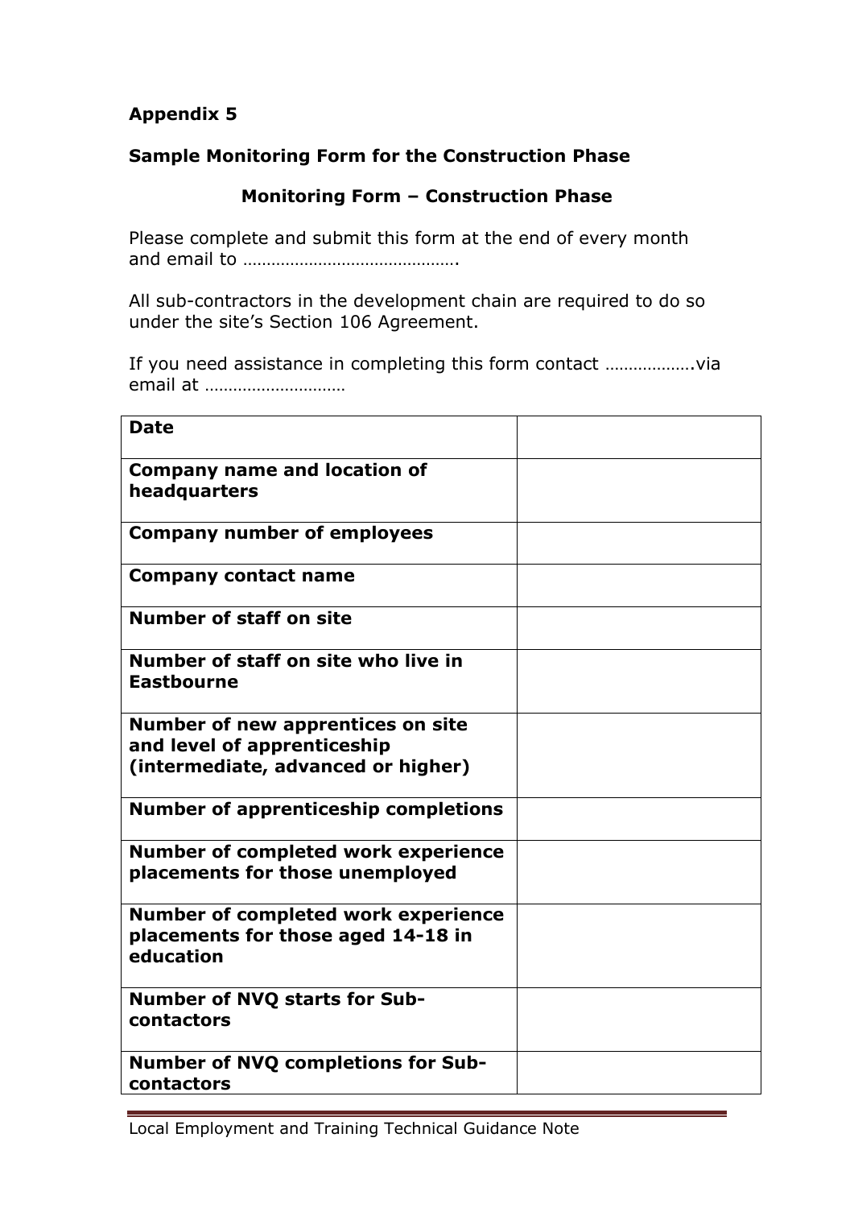**Appendix 5**

**Sample Monitoring Form for the Construction Phase**

**Monitoring Form – Construction Phase**

Please complete and submit this form at the end of every month and email to ……………………………………….

All sub-contractors in the development chain are required to do so under the site's Section 106 Agreement.

If you need assistance in completing this form contact ……………….via email at ……………………….

| | |
|---|---|
| **Date** | |
| **Company name and location of headquarters** | |
| **Company number of employees** | |
| **Company contact name** | |
| **Number of staff on site** | |
| **Number of staff on site who live in Eastbourne** | |
| **Number of new apprentices on site and level of apprenticeship (intermediate, advanced or higher)** | |
| **Number of apprenticeship completions** | |
| **Number of completed work experience placements for those unemployed** | |
| **Number of completed work experience placements for those aged 14-18 in education** | |
| **Number of NVQ starts for Sub-contactors** | |
| **Number of NVQ completions for Sub-contactors** | |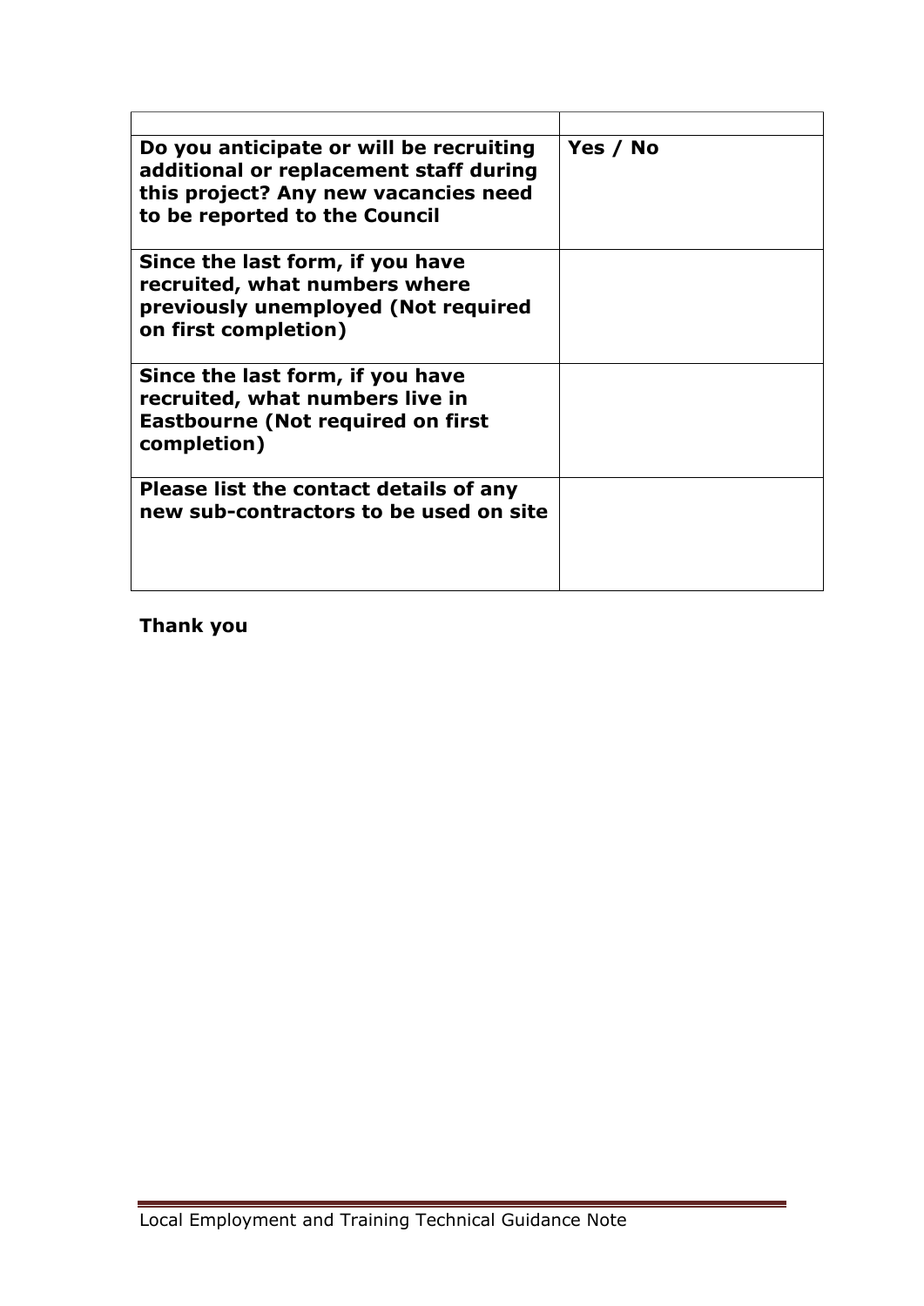| | |
|---|---|
| **Do you anticipate or will be recruiting additional or replacement staff during this project? Any new vacancies need to be reported to the Council** | **Yes / No** |
| **Since the last form, if you have recruited, what numbers where previously unemployed (Not required on first completion)** | |
| **Since the last form, if you have recruited, what numbers live in Eastbourne (Not required on first completion)** | |
| **Please list the contact details of any new sub-contractors to be used on site** | |

**Thank you**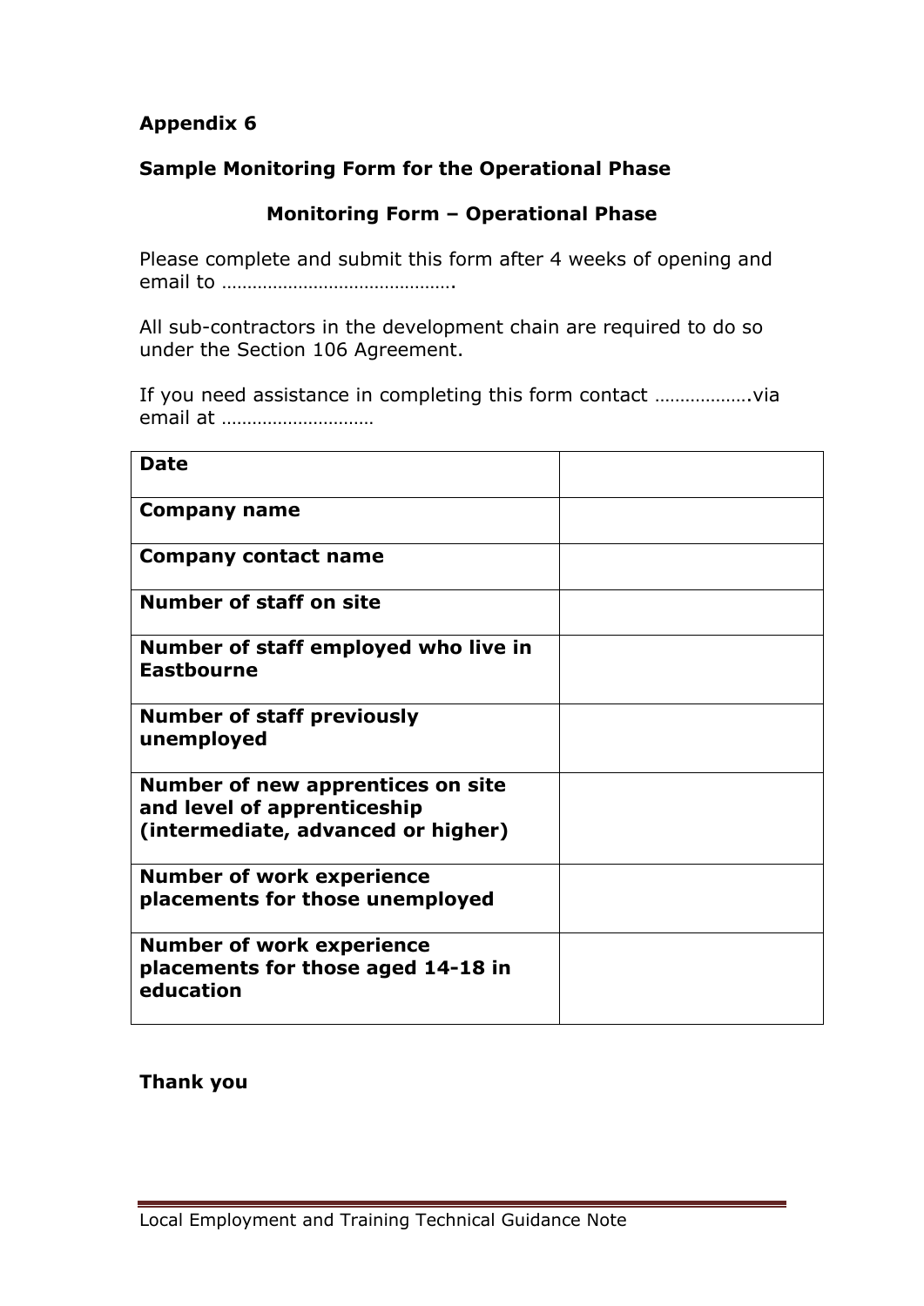**Appendix 6**

**Sample Monitoring Form for the Operational Phase**

**Monitoring Form – Operational Phase**

Please complete and submit this form after 4 weeks of opening and email to …………………………………….

All sub-contractors in the development chain are required to do so under the Section 106 Agreement.

If you need assistance in completing this form contact ……………….via email at ………………………

| | |
|---|---|
| **Date** | |
| **Company name** | |
| **Company contact name** | |
| **Number of staff on site** | |
| **Number of staff employed who live in Eastbourne** | |
| **Number of staff previously unemployed** | |
| **Number of new apprentices on site and level of apprenticeship (intermediate, advanced or higher)** | |
| **Number of work experience placements for those unemployed** | |
| **Number of work experience placements for those aged 14-18 in education** | |

**Thank you**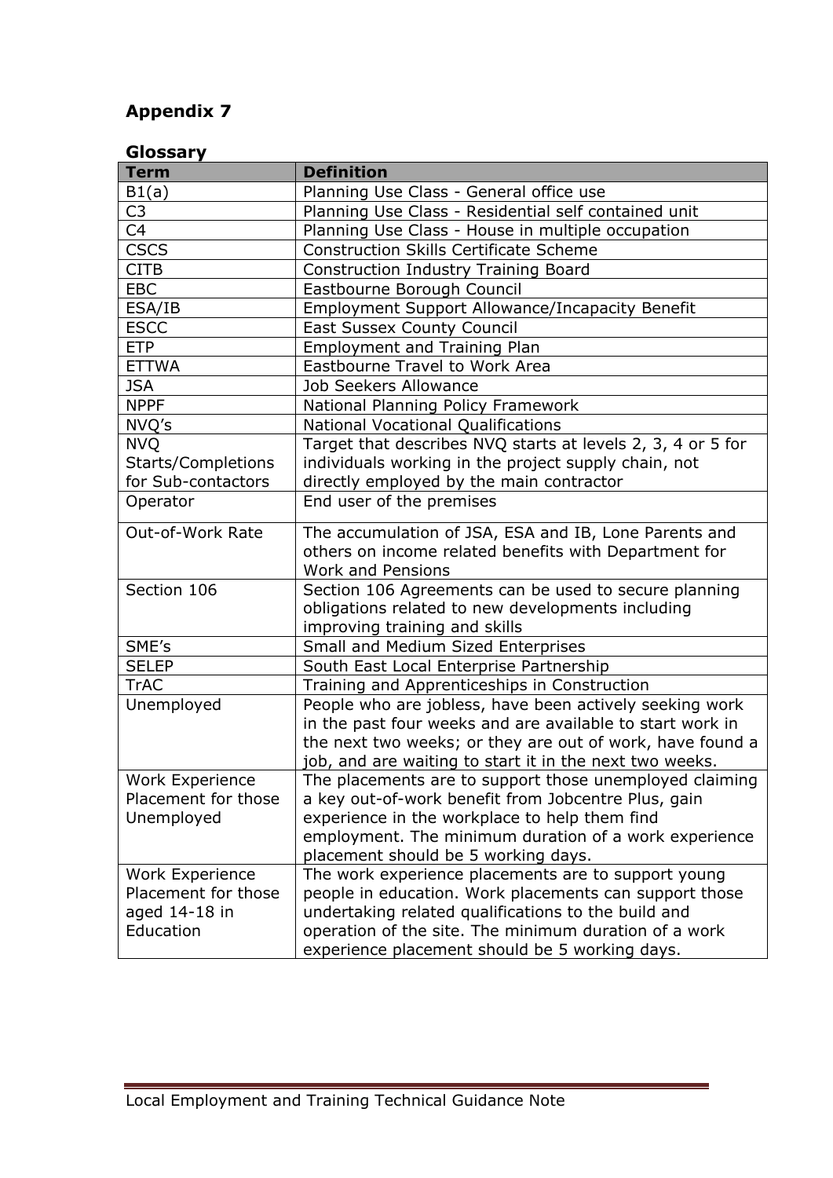## Appendix 7

### Glossary

| Term | Definition |
|---|---|
| B1(a) | Planning Use Class - General office use |
| C3 | Planning Use Class - Residential self contained unit |
| C4 | Planning Use Class - House in multiple occupation |
| CSCS | Construction Skills Certificate Scheme |
| CITB | Construction Industry Training Board |
| EBC | Eastbourne Borough Council |
| ESA/IB | Employment Support Allowance/Incapacity Benefit |
| ESCC | East Sussex County Council |
| ETP | Employment and Training Plan |
| ETTWA | Eastbourne Travel to Work Area |
| JSA | Job Seekers Allowance |
| NPPF | National Planning Policy Framework |
| NVQ's | National Vocational Qualifications |
| NVQ Starts/Completions for Sub-contactors | Target that describes NVQ starts at levels 2, 3, 4 or 5 for individuals working in the project supply chain, not directly employed by the main contractor |
| Operator | End user of the premises |
| Out-of-Work Rate | The accumulation of JSA, ESA and IB, Lone Parents and others on income related benefits with Department for Work and Pensions |
| Section 106 | Section 106 Agreements can be used to secure planning obligations related to new developments including improving training and skills |
| SME's | Small and Medium Sized Enterprises |
| SELEP | South East Local Enterprise Partnership |
| TrAC | Training and Apprenticeships in Construction |
| Unemployed | People who are jobless, have been actively seeking work in the past four weeks and are available to start work in the next two weeks; or they are out of work, have found a job, and are waiting to start it in the next two weeks. |
| Work Experience Placement for those Unemployed | The placements are to support those unemployed claiming a key out-of-work benefit from Jobcentre Plus, gain experience in the workplace to help them find employment. The minimum duration of a work experience placement should be 5 working days. |
| Work Experience Placement for those aged 14-18 in Education | The work experience placements are to support young people in education. Work placements can support those undertaking related qualifications to the build and operation of the site. The minimum duration of a work experience placement should be 5 working days. |